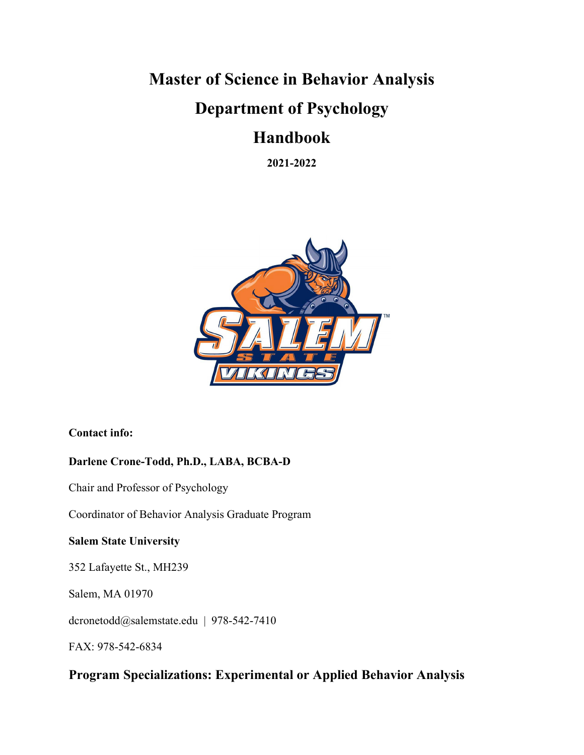# Master of Science in Behavior Analysis

# Department of Psychology

# Handbook

**2021-2022**

**Contact info:**

**Darlene Crone-Todd, Ph.D., LABA, BCBA-D**

Chair and Professor of Psychology

Coordinator of Behavior Analysis Graduate Program

**Salem State University**

352 Lafayette St., MH239

Salem, MA 01970

dcronetodd@salemstate.edu | 978-542-7410

FAX: 978-542-6834

## Program Specializations: Experimental or Applied Behavior Analysis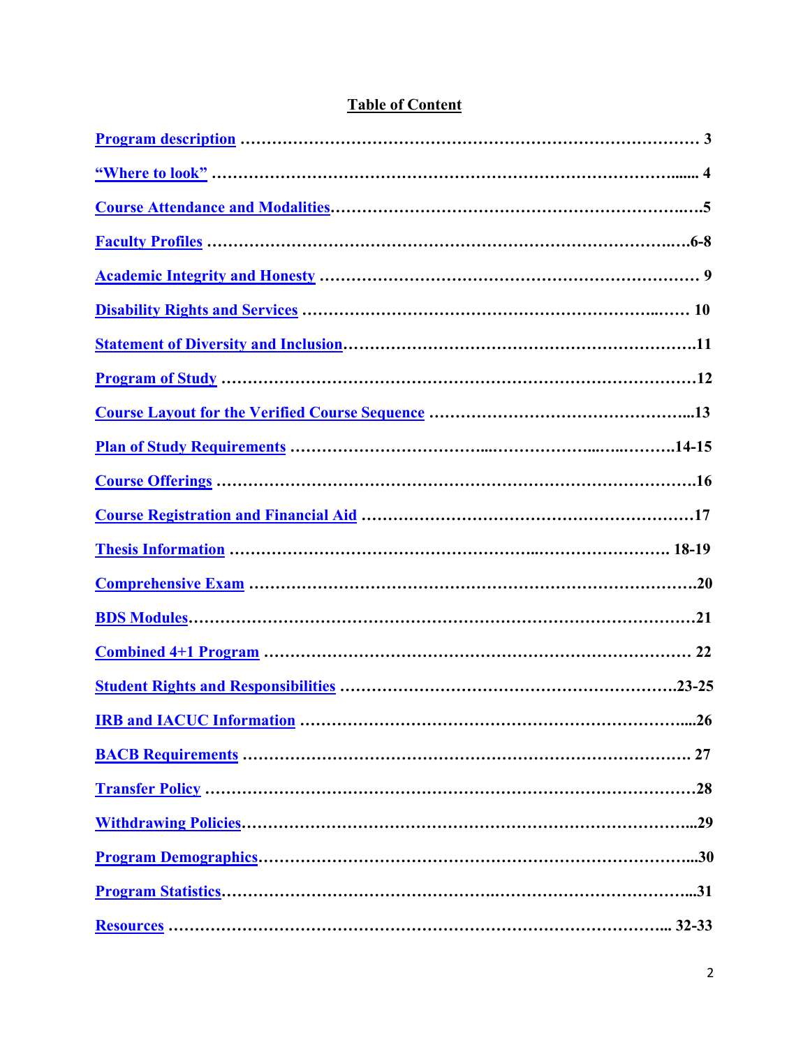## Table of Content

| Section | Page |
|---|---|
| Program description | 3 |
| "Where to look" | 4 |
| Course Attendance and Modalities | 5 |
| Faculty Profiles | 6-8 |
| Academic Integrity and Honesty | 9 |
| Disability Rights and Services | 10 |
| Statement of Diversity and Inclusion | 11 |
| Program of Study | 12 |
| Course Layout for the Verified Course Sequence | 13 |
| Plan of Study Requirements | 14-15 |
| Course Offerings | 16 |
| Course Registration and Financial Aid | 17 |
| Thesis Information | 18-19 |
| Comprehensive Exam | 20 |
| BDS Modules | 21 |
| Combined 4+1 Program | 22 |
| Student Rights and Responsibilities | 23-25 |
| IRB and IACUC Information | 26 |
| BACB Requirements | 27 |
| Transfer Policy | 28 |
| Withdrawing Policies | 29 |
| Program Demographics | 30 |
| Program Statistics | 31 |
| Resources | 32-33 |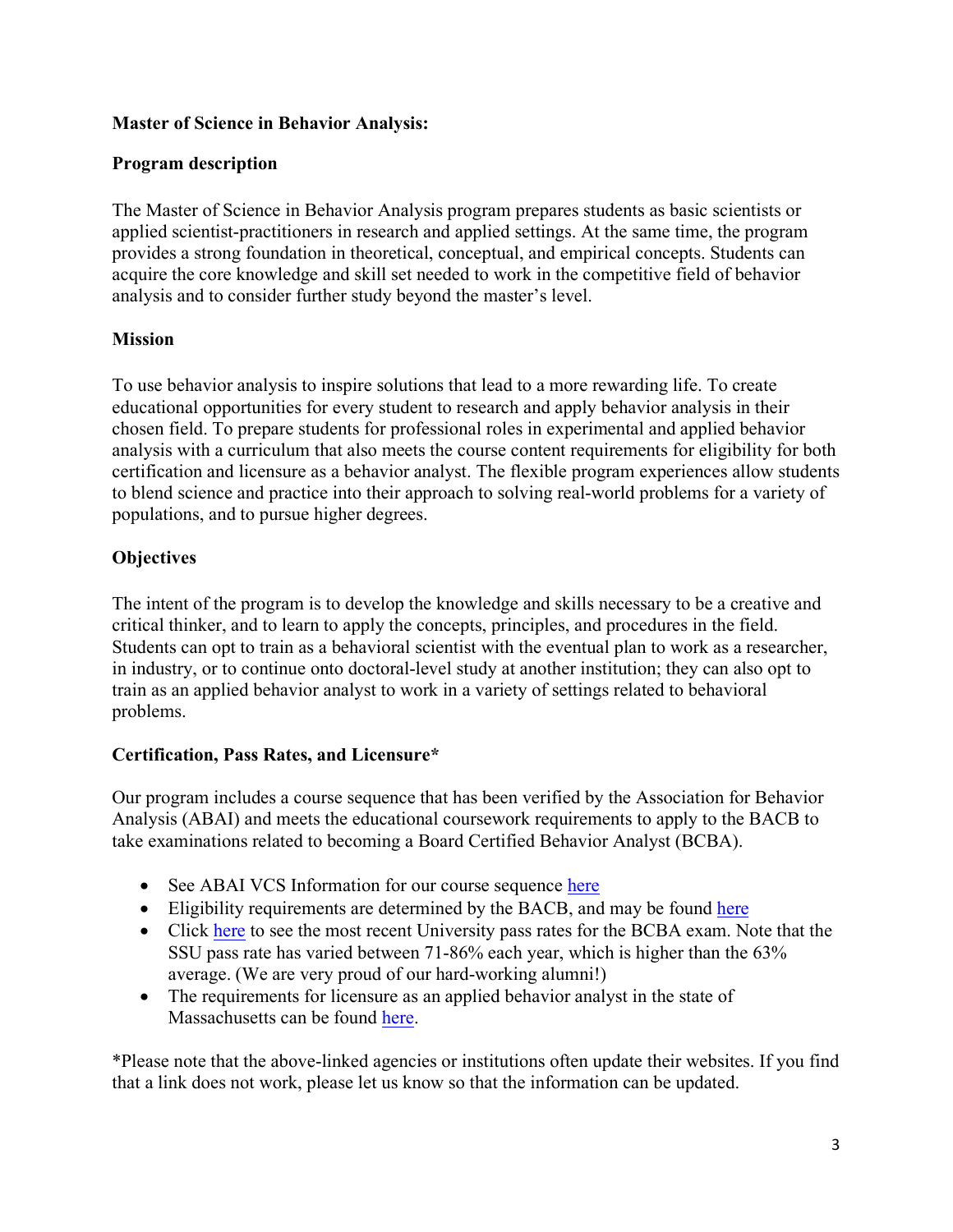**Master of Science in Behavior Analysis:**

**Program description**

The Master of Science in Behavior Analysis program prepares students as basic scientists or applied scientist-practitioners in research and applied settings. At the same time, the program provides a strong foundation in theoretical, conceptual, and empirical concepts. Students can acquire the core knowledge and skill set needed to work in the competitive field of behavior analysis and to consider further study beyond the master's level.

**Mission**

To use behavior analysis to inspire solutions that lead to a more rewarding life. To create educational opportunities for every student to research and apply behavior analysis in their chosen field. To prepare students for professional roles in experimental and applied behavior analysis with a curriculum that also meets the course content requirements for eligibility for both certification and licensure as a behavior analyst. The flexible program experiences allow students to blend science and practice into their approach to solving real-world problems for a variety of populations, and to pursue higher degrees.

**Objectives**

The intent of the program is to develop the knowledge and skills necessary to be a creative and critical thinker, and to learn to apply the concepts, principles, and procedures in the field. Students can opt to train as a behavioral scientist with the eventual plan to work as a researcher, in industry, or to continue onto doctoral-level study at another institution; they can also opt to train as an applied behavior analyst to work in a variety of settings related to behavioral problems.

**Certification, Pass Rates, and Licensure***

Our program includes a course sequence that has been verified by the Association for Behavior Analysis (ABAI) and meets the educational coursework requirements to apply to the BACB to take examinations related to becoming a Board Certified Behavior Analyst (BCBA).

- See ABAI VCS Information for our course sequence here
- Eligibility requirements are determined by the BACB, and may be found here
- Click here to see the most recent University pass rates for the BCBA exam. Note that the SSU pass rate has varied between 71-86% each year, which is higher than the 63% average. (We are very proud of our hard-working alumni!)
- The requirements for licensure as an applied behavior analyst in the state of Massachusetts can be found here.

*Please note that the above-linked agencies or institutions often update their websites. If you find that a link does not work, please let us know so that the information can be updated.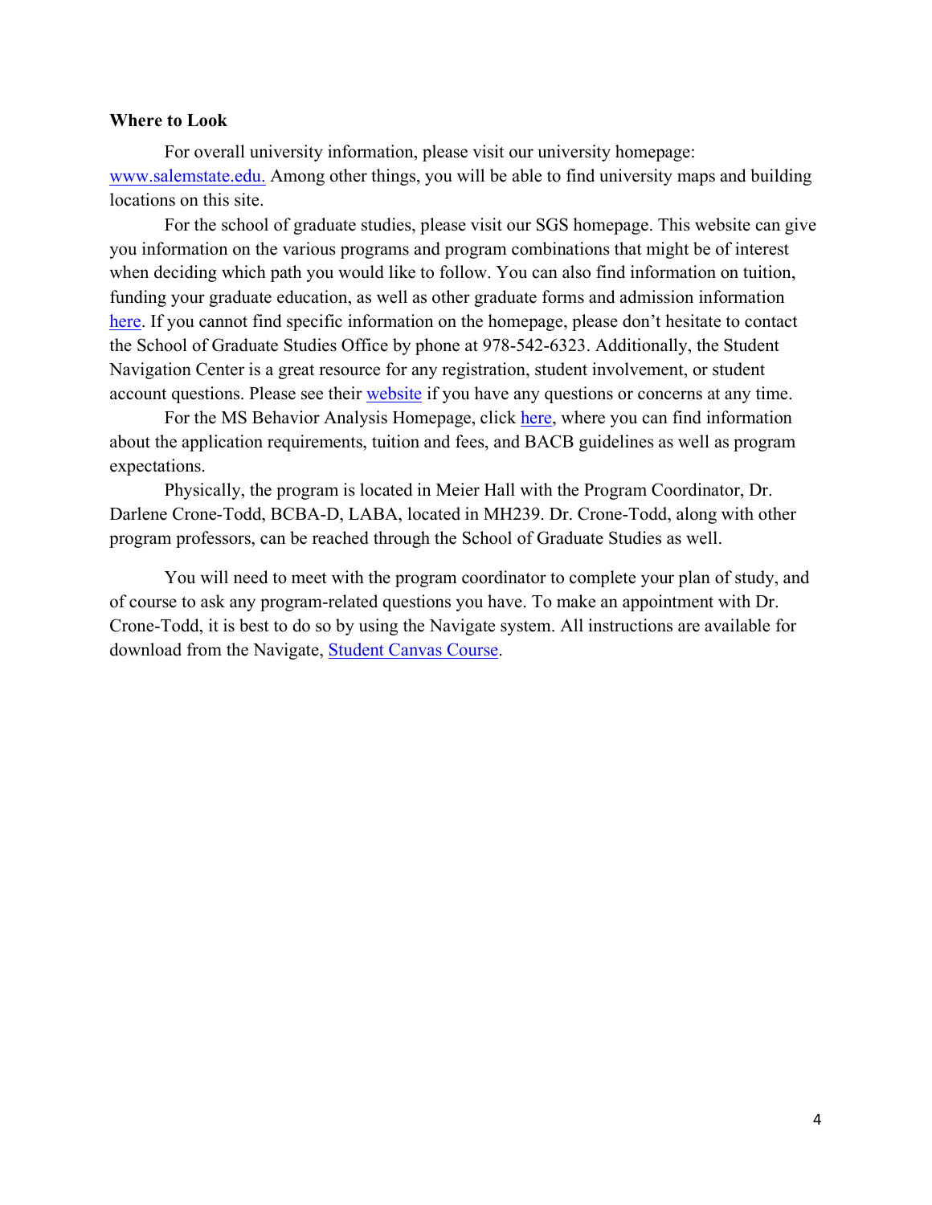**Where to Look**

For overall university information, please visit our university homepage: www.salemstate.edu. Among other things, you will be able to find university maps and building locations on this site.

For the school of graduate studies, please visit our SGS homepage. This website can give you information on the various programs and program combinations that might be of interest when deciding which path you would like to follow. You can also find information on tuition, funding your graduate education, as well as other graduate forms and admission information here. If you cannot find specific information on the homepage, please don't hesitate to contact the School of Graduate Studies Office by phone at 978-542-6323. Additionally, the Student Navigation Center is a great resource for any registration, student involvement, or student account questions. Please see their website if you have any questions or concerns at any time.

For the MS Behavior Analysis Homepage, click here, where you can find information about the application requirements, tuition and fees, and BACB guidelines as well as program expectations.

Physically, the program is located in Meier Hall with the Program Coordinator, Dr. Darlene Crone-Todd, BCBA-D, LABA, located in MH239. Dr. Crone-Todd, along with other program professors, can be reached through the School of Graduate Studies as well.

You will need to meet with the program coordinator to complete your plan of study, and of course to ask any program-related questions you have. To make an appointment with Dr. Crone-Todd, it is best to do so by using the Navigate system. All instructions are available for download from the Navigate, Student Canvas Course.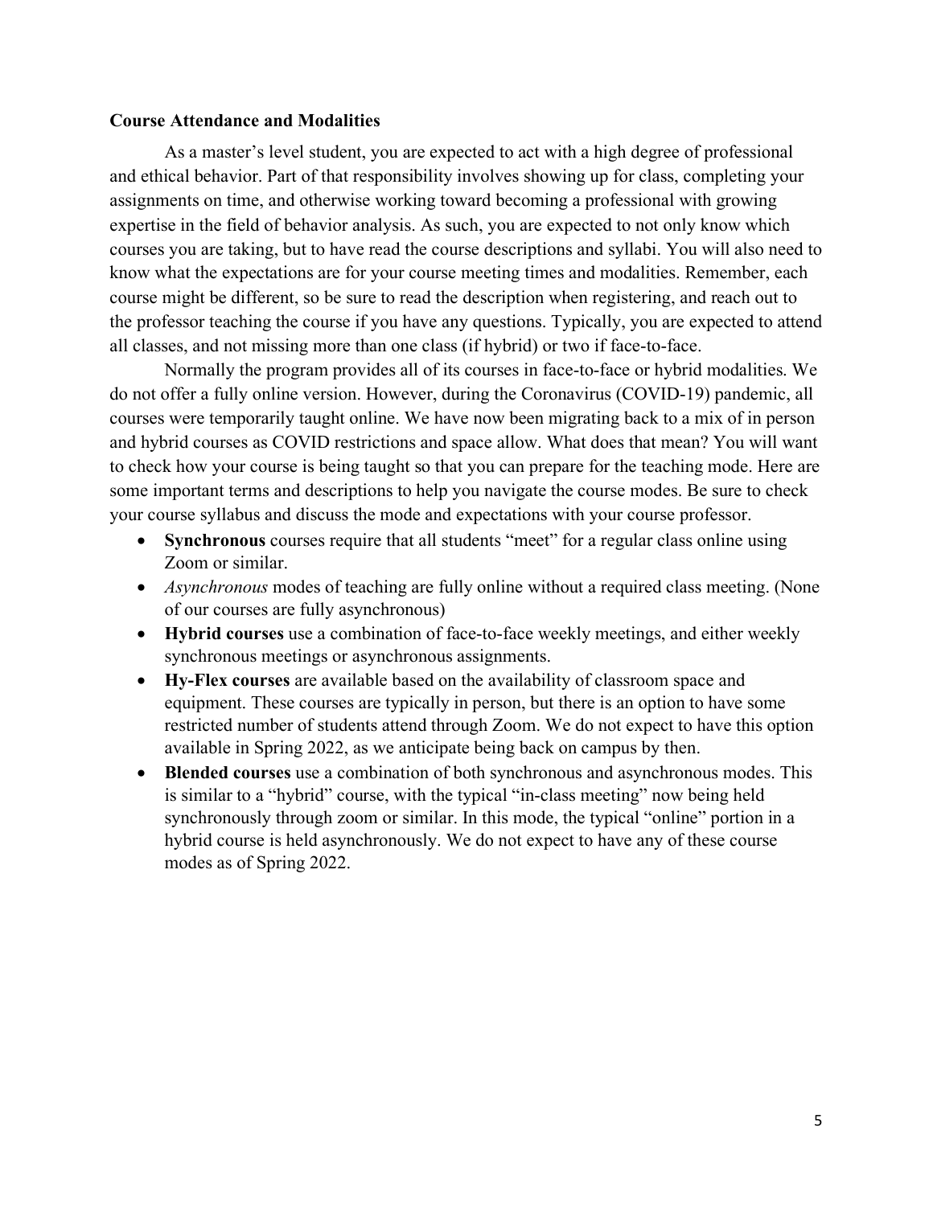**Course Attendance and Modalities**

As a master's level student, you are expected to act with a high degree of professional and ethical behavior. Part of that responsibility involves showing up for class, completing your assignments on time, and otherwise working toward becoming a professional with growing expertise in the field of behavior analysis. As such, you are expected to not only know which courses you are taking, but to have read the course descriptions and syllabi. You will also need to know what the expectations are for your course meeting times and modalities. Remember, each course might be different, so be sure to read the description when registering, and reach out to the professor teaching the course if you have any questions. Typically, you are expected to attend all classes, and not missing more than one class (if hybrid) or two if face-to-face.

Normally the program provides all of its courses in face-to-face or hybrid modalities. We do not offer a fully online version. However, during the Coronavirus (COVID-19) pandemic, all courses were temporarily taught online. We have now been migrating back to a mix of in person and hybrid courses as COVID restrictions and space allow. What does that mean? You will want to check how your course is being taught so that you can prepare for the teaching mode. Here are some important terms and descriptions to help you navigate the course modes. Be sure to check your course syllabus and discuss the mode and expectations with your course professor.

- **Synchronous** courses require that all students "meet" for a regular class online using Zoom or similar.
- *Asynchronous* modes of teaching are fully online without a required class meeting. (None of our courses are fully asynchronous)
- **Hybrid courses** use a combination of face-to-face weekly meetings, and either weekly synchronous meetings or asynchronous assignments.
- **Hy-Flex courses** are available based on the availability of classroom space and equipment. These courses are typically in person, but there is an option to have some restricted number of students attend through Zoom. We do not expect to have this option available in Spring 2022, as we anticipate being back on campus by then.
- **Blended courses** use a combination of both synchronous and asynchronous modes. This is similar to a "hybrid" course, with the typical "in-class meeting" now being held synchronously through zoom or similar. In this mode, the typical "online" portion in a hybrid course is held asynchronously. We do not expect to have any of these course modes as of Spring 2022.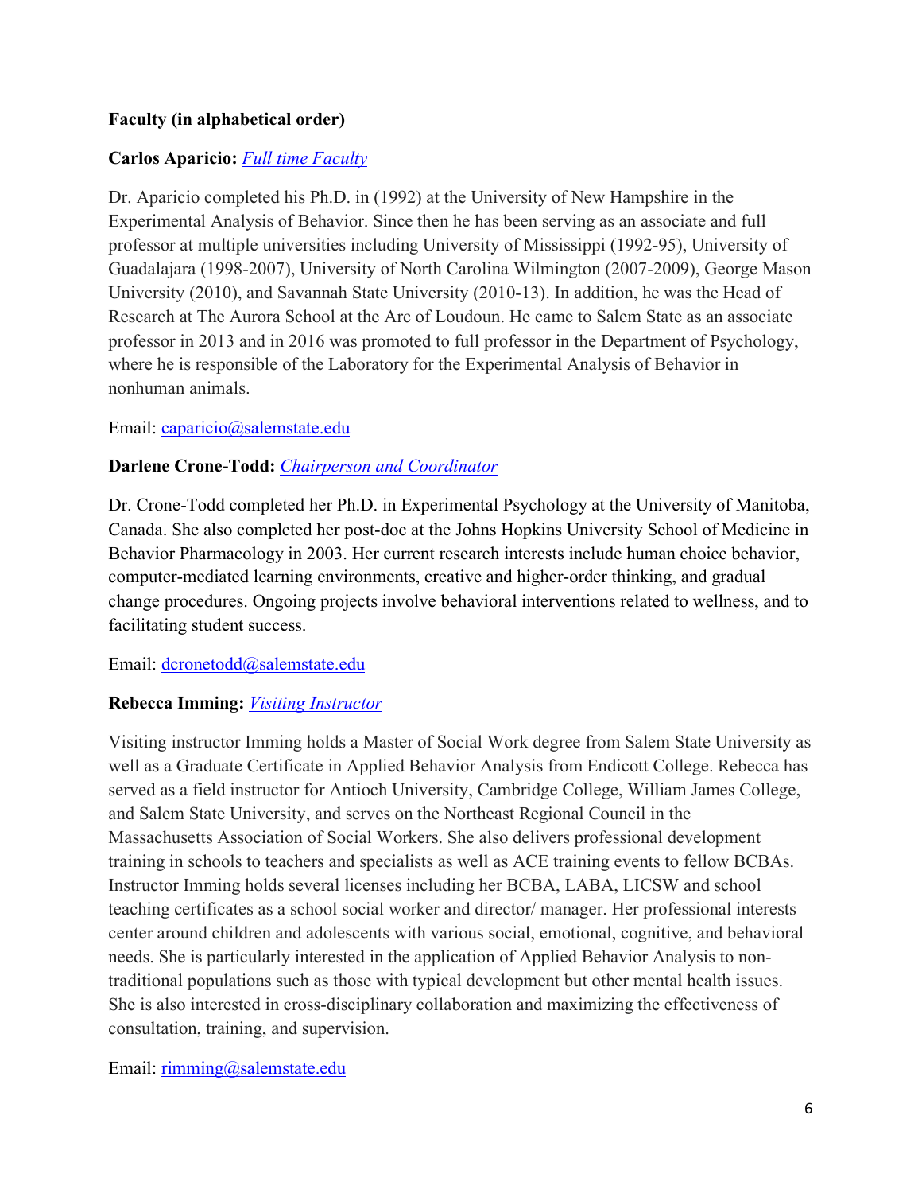**Faculty (in alphabetical order)**

**Carlos Aparicio:** *Full time Faculty*

Dr. Aparicio completed his Ph.D. in (1992) at the University of New Hampshire in the Experimental Analysis of Behavior. Since then he has been serving as an associate and full professor at multiple universities including University of Mississippi (1992-95), University of Guadalajara (1998-2007), University of North Carolina Wilmington (2007-2009), George Mason University (2010), and Savannah State University (2010-13). In addition, he was the Head of Research at The Aurora School at the Arc of Loudoun. He came to Salem State as an associate professor in 2013 and in 2016 was promoted to full professor in the Department of Psychology, where he is responsible of the Laboratory for the Experimental Analysis of Behavior in nonhuman animals.

Email: caparicio@salemstate.edu

**Darlene Crone-Todd:** *Chairperson and Coordinator*

Dr. Crone-Todd completed her Ph.D. in Experimental Psychology at the University of Manitoba, Canada. She also completed her post-doc at the Johns Hopkins University School of Medicine in Behavior Pharmacology in 2003. Her current research interests include human choice behavior, computer-mediated learning environments, creative and higher-order thinking, and gradual change procedures. Ongoing projects involve behavioral interventions related to wellness, and to facilitating student success.

Email: dcronetodd@salemstate.edu

**Rebecca Imming:** *Visiting Instructor*

Visiting instructor Imming holds a Master of Social Work degree from Salem State University as well as a Graduate Certificate in Applied Behavior Analysis from Endicott College. Rebecca has served as a field instructor for Antioch University, Cambridge College, William James College, and Salem State University, and serves on the Northeast Regional Council in the Massachusetts Association of Social Workers. She also delivers professional development training in schools to teachers and specialists as well as ACE training events to fellow BCBAs. Instructor Imming holds several licenses including her BCBA, LABA, LICSW and school teaching certificates as a school social worker and director/ manager. Her professional interests center around children and adolescents with various social, emotional, cognitive, and behavioral needs. She is particularly interested in the application of Applied Behavior Analysis to non-traditional populations such as those with typical development but other mental health issues. She is also interested in cross-disciplinary collaboration and maximizing the effectiveness of consultation, training, and supervision.

Email: rimming@salemstate.edu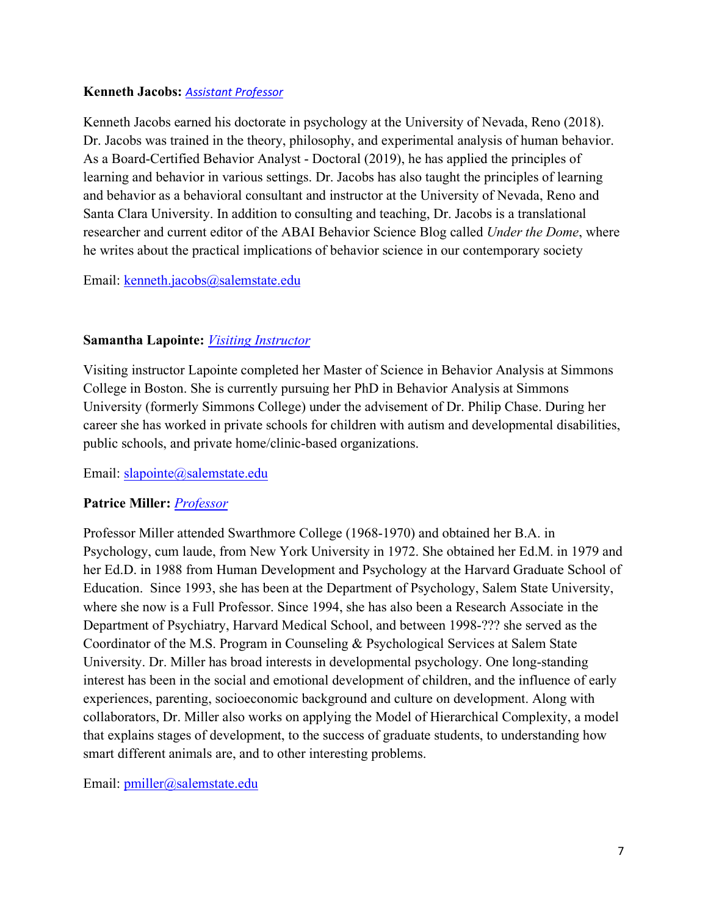**Kenneth Jacobs:** *Assistant Professor*

Kenneth Jacobs earned his doctorate in psychology at the University of Nevada, Reno (2018). Dr. Jacobs was trained in the theory, philosophy, and experimental analysis of human behavior. As a Board-Certified Behavior Analyst - Doctoral (2019), he has applied the principles of learning and behavior in various settings. Dr. Jacobs has also taught the principles of learning and behavior as a behavioral consultant and instructor at the University of Nevada, Reno and Santa Clara University. In addition to consulting and teaching, Dr. Jacobs is a translational researcher and current editor of the ABAI Behavior Science Blog called *Under the Dome*, where he writes about the practical implications of behavior science in our contemporary society

Email: kenneth.jacobs@salemstate.edu

**Samantha Lapointe:** *Visiting Instructor*

Visiting instructor Lapointe completed her Master of Science in Behavior Analysis at Simmons College in Boston. She is currently pursuing her PhD in Behavior Analysis at Simmons University (formerly Simmons College) under the advisement of Dr. Philip Chase. During her career she has worked in private schools for children with autism and developmental disabilities, public schools, and private home/clinic-based organizations.

Email: slapointe@salemstate.edu

**Patrice Miller:** *Professor*

Professor Miller attended Swarthmore College (1968-1970) and obtained her B.A. in Psychology, cum laude, from New York University in 1972. She obtained her Ed.M. in 1979 and her Ed.D. in 1988 from Human Development and Psychology at the Harvard Graduate School of Education. Since 1993, she has been at the Department of Psychology, Salem State University, where she now is a Full Professor. Since 1994, she has also been a Research Associate in the Department of Psychiatry, Harvard Medical School, and between 1998-??? she served as the Coordinator of the M.S. Program in Counseling & Psychological Services at Salem State University. Dr. Miller has broad interests in developmental psychology. One long-standing interest has been in the social and emotional development of children, and the influence of early experiences, parenting, socioeconomic background and culture on development. Along with collaborators, Dr. Miller also works on applying the Model of Hierarchical Complexity, a model that explains stages of development, to the success of graduate students, to understanding how smart different animals are, and to other interesting problems.

Email: pmiller@salemstate.edu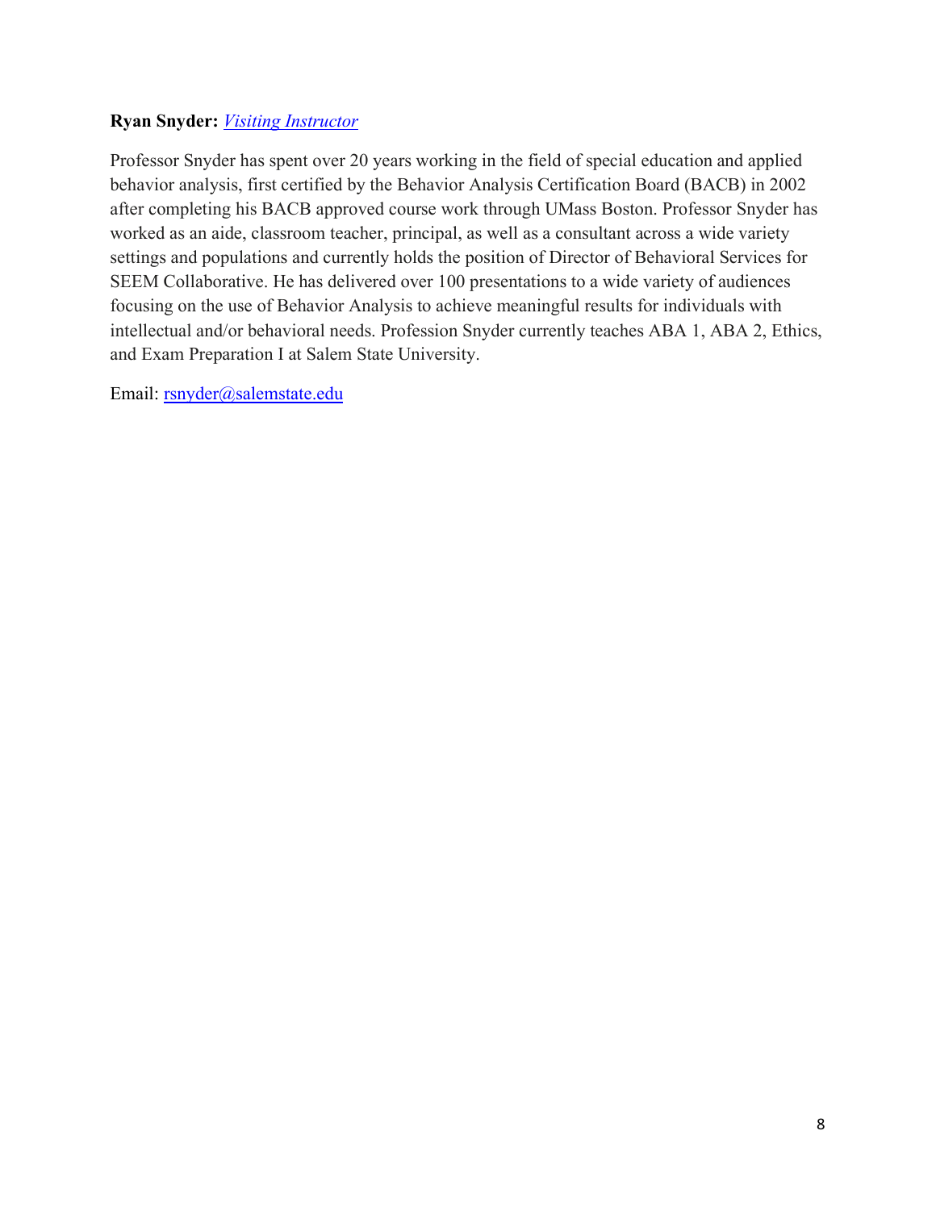**Ryan Snyder:** *Visiting Instructor*

Professor Snyder has spent over 20 years working in the field of special education and applied behavior analysis, first certified by the Behavior Analysis Certification Board (BACB) in 2002 after completing his BACB approved course work through UMass Boston. Professor Snyder has worked as an aide, classroom teacher, principal, as well as a consultant across a wide variety settings and populations and currently holds the position of Director of Behavioral Services for SEEM Collaborative. He has delivered over 100 presentations to a wide variety of audiences focusing on the use of Behavior Analysis to achieve meaningful results for individuals with intellectual and/or behavioral needs. Profession Snyder currently teaches ABA 1, ABA 2, Ethics, and Exam Preparation I at Salem State University.

Email: rsnyder@salemstate.edu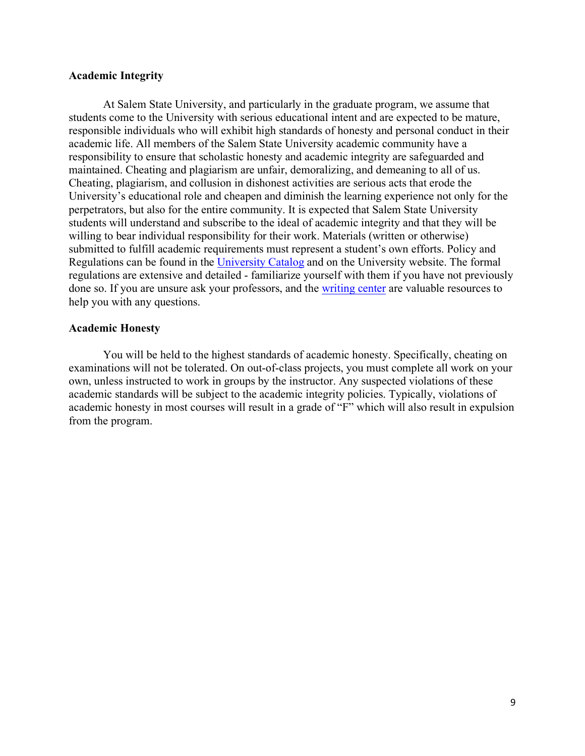### Academic Integrity

At Salem State University, and particularly in the graduate program, we assume that students come to the University with serious educational intent and are expected to be mature, responsible individuals who will exhibit high standards of honesty and personal conduct in their academic life. All members of the Salem State University academic community have a responsibility to ensure that scholastic honesty and academic integrity are safeguarded and maintained. Cheating and plagiarism are unfair, demoralizing, and demeaning to all of us. Cheating, plagiarism, and collusion in dishonest activities are serious acts that erode the University's educational role and cheapen and diminish the learning experience not only for the perpetrators, but also for the entire community. It is expected that Salem State University students will understand and subscribe to the ideal of academic integrity and that they will be willing to bear individual responsibility for their work. Materials (written or otherwise) submitted to fulfill academic requirements must represent a student's own efforts. Policy and Regulations can be found in the University Catalog and on the University website. The formal regulations are extensive and detailed - familiarize yourself with them if you have not previously done so. If you are unsure ask your professors, and the writing center are valuable resources to help you with any questions.

### Academic Honesty

You will be held to the highest standards of academic honesty. Specifically, cheating on examinations will not be tolerated. On out-of-class projects, you must complete all work on your own, unless instructed to work in groups by the instructor. Any suspected violations of these academic standards will be subject to the academic integrity policies. Typically, violations of academic honesty in most courses will result in a grade of "F" which will also result in expulsion from the program.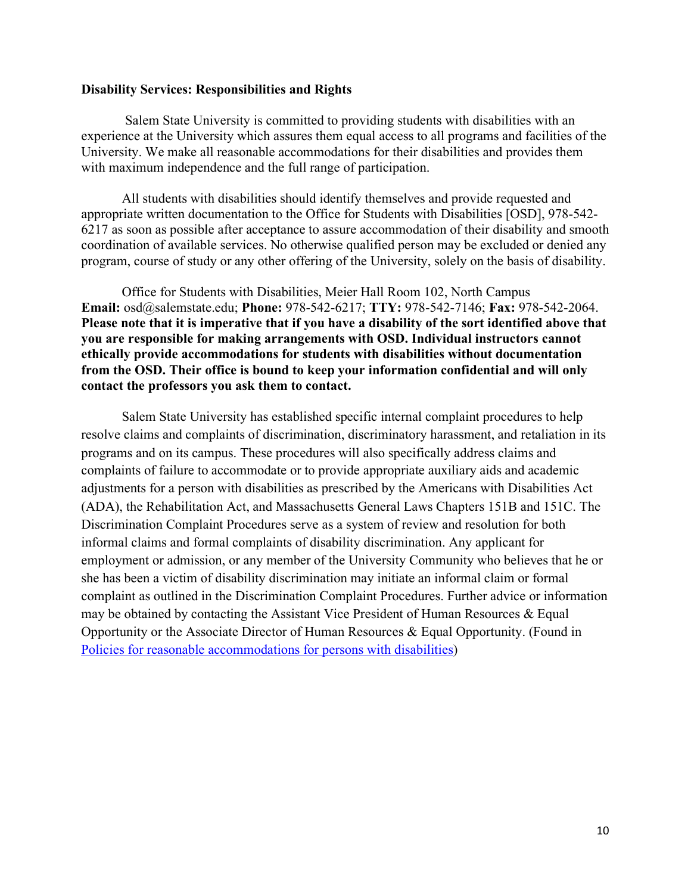**Disability Services: Responsibilities and Rights**

Salem State University is committed to providing students with disabilities with an experience at the University which assures them equal access to all programs and facilities of the University. We make all reasonable accommodations for their disabilities and provides them with maximum independence and the full range of participation.

All students with disabilities should identify themselves and provide requested and appropriate written documentation to the Office for Students with Disabilities [OSD], 978-542-6217 as soon as possible after acceptance to assure accommodation of their disability and smooth coordination of available services. No otherwise qualified person may be excluded or denied any program, course of study or any other offering of the University, solely on the basis of disability.

Office for Students with Disabilities, Meier Hall Room 102, North Campus
**Email:** osd@salemstate.edu; **Phone:** 978-542-6217; **TTY:** 978-542-7146; **Fax:** 978-542-2064. **Please note that it is imperative that if you have a disability of the sort identified above that you are responsible for making arrangements with OSD. Individual instructors cannot ethically provide accommodations for students with disabilities without documentation from the OSD. Their office is bound to keep your information confidential and will only contact the professors you ask them to contact.**

Salem State University has established specific internal complaint procedures to help resolve claims and complaints of discrimination, discriminatory harassment, and retaliation in its programs and on its campus. These procedures will also specifically address claims and complaints of failure to accommodate or to provide appropriate auxiliary aids and academic adjustments for a person with disabilities as prescribed by the Americans with Disabilities Act (ADA), the Rehabilitation Act, and Massachusetts General Laws Chapters 151B and 151C. The Discrimination Complaint Procedures serve as a system of review and resolution for both informal claims and formal complaints of disability discrimination. Any applicant for employment or admission, or any member of the University Community who believes that he or she has been a victim of disability discrimination may initiate an informal claim or formal complaint as outlined in the Discrimination Complaint Procedures. Further advice or information may be obtained by contacting the Assistant Vice President of Human Resources & Equal Opportunity or the Associate Director of Human Resources & Equal Opportunity. (Found in Policies for reasonable accommodations for persons with disabilities)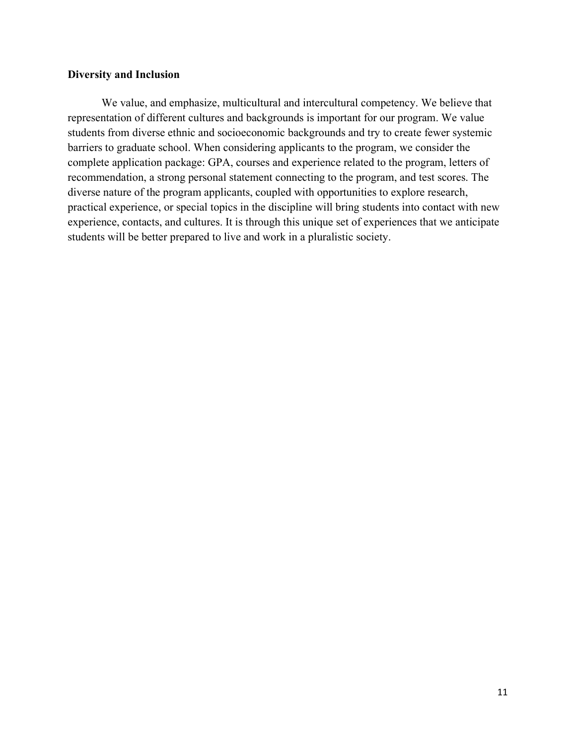**Diversity and Inclusion**

We value, and emphasize, multicultural and intercultural competency. We believe that representation of different cultures and backgrounds is important for our program. We value students from diverse ethnic and socioeconomic backgrounds and try to create fewer systemic barriers to graduate school. When considering applicants to the program, we consider the complete application package: GPA, courses and experience related to the program, letters of recommendation, a strong personal statement connecting to the program, and test scores. The diverse nature of the program applicants, coupled with opportunities to explore research, practical experience, or special topics in the discipline will bring students into contact with new experience, contacts, and cultures. It is through this unique set of experiences that we anticipate students will be better prepared to live and work in a pluralistic society.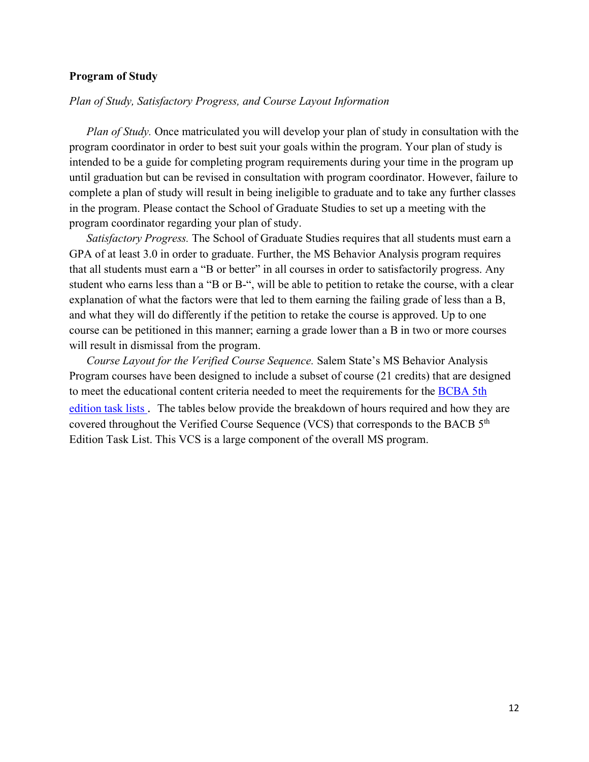**Program of Study**

*Plan of Study, Satisfactory Progress, and Course Layout Information*

*Plan of Study.* Once matriculated you will develop your plan of study in consultation with the program coordinator in order to best suit your goals within the program. Your plan of study is intended to be a guide for completing program requirements during your time in the program up until graduation but can be revised in consultation with program coordinator. However, failure to complete a plan of study will result in being ineligible to graduate and to take any further classes in the program. Please contact the School of Graduate Studies to set up a meeting with the program coordinator regarding your plan of study.

*Satisfactory Progress.* The School of Graduate Studies requires that all students must earn a GPA of at least 3.0 in order to graduate. Further, the MS Behavior Analysis program requires that all students must earn a "B or better" in all courses in order to satisfactorily progress. Any student who earns less than a "B or B-", will be able to petition to retake the course, with a clear explanation of what the factors were that led to them earning the failing grade of less than a B, and what they will do differently if the petition to retake the course is approved. Up to one course can be petitioned in this manner; earning a grade lower than a B in two or more courses will result in dismissal from the program.

*Course Layout for the Verified Course Sequence.* Salem State's MS Behavior Analysis Program courses have been designed to include a subset of course (21 credits) that are designed to meet the educational content criteria needed to meet the requirements for the [BCBA 5th edition task lists](). The tables below provide the breakdown of hours required and how they are covered throughout the Verified Course Sequence (VCS) that corresponds to the BACB 5th Edition Task List. This VCS is a large component of the overall MS program.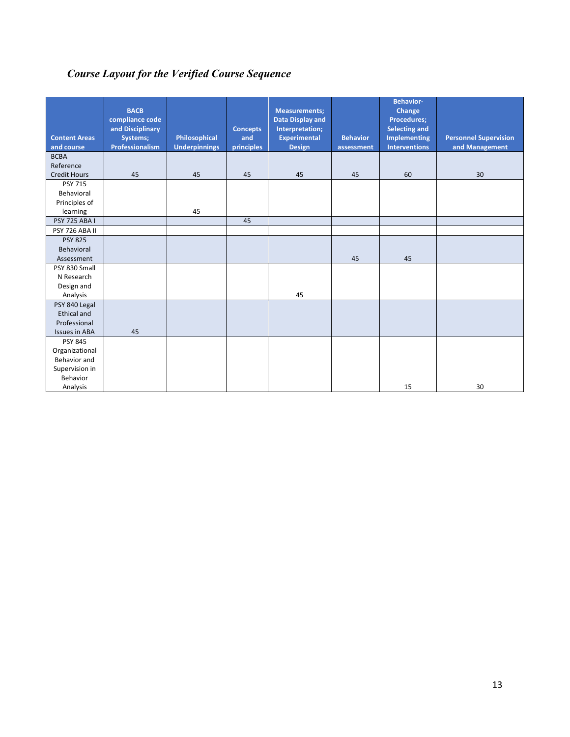*Course Layout for the Verified Course Sequence*

| Content Areas and course | BACB compliance code and Disciplinary Systems; Professionalism | Philosophical Underpinnings | Concepts and principles | Measurements; Data Display and Interpretation; Experimental Design | Behavior assessment | Behavior-Change Procedures; Selecting and Implementing Interventions | Personnel Supervision and Management |
|---|---|---|---|---|---|---|---|
| BCBA Reference Credit Hours | 45 | 45 | 45 | 45 | 45 | 60 | 30 |
| PSY 715 Behavioral Principles of learning | | 45 | | | | | |
| PSY 725 ABA I | | | 45 | | | | |
| PSY 726 ABA II | | | | | | | |
| PSY 825 Behavioral Assessment | | | | | 45 | 45 | |
| PSY 830 Small N Research Design and Analysis | | | | 45 | | | |
| PSY 840 Legal Ethical and Professional Issues in ABA | 45 | | | | | | |
| PSY 845 Organizational Behavior and Supervision in Behavior Analysis | | | | | | 15 | 30 |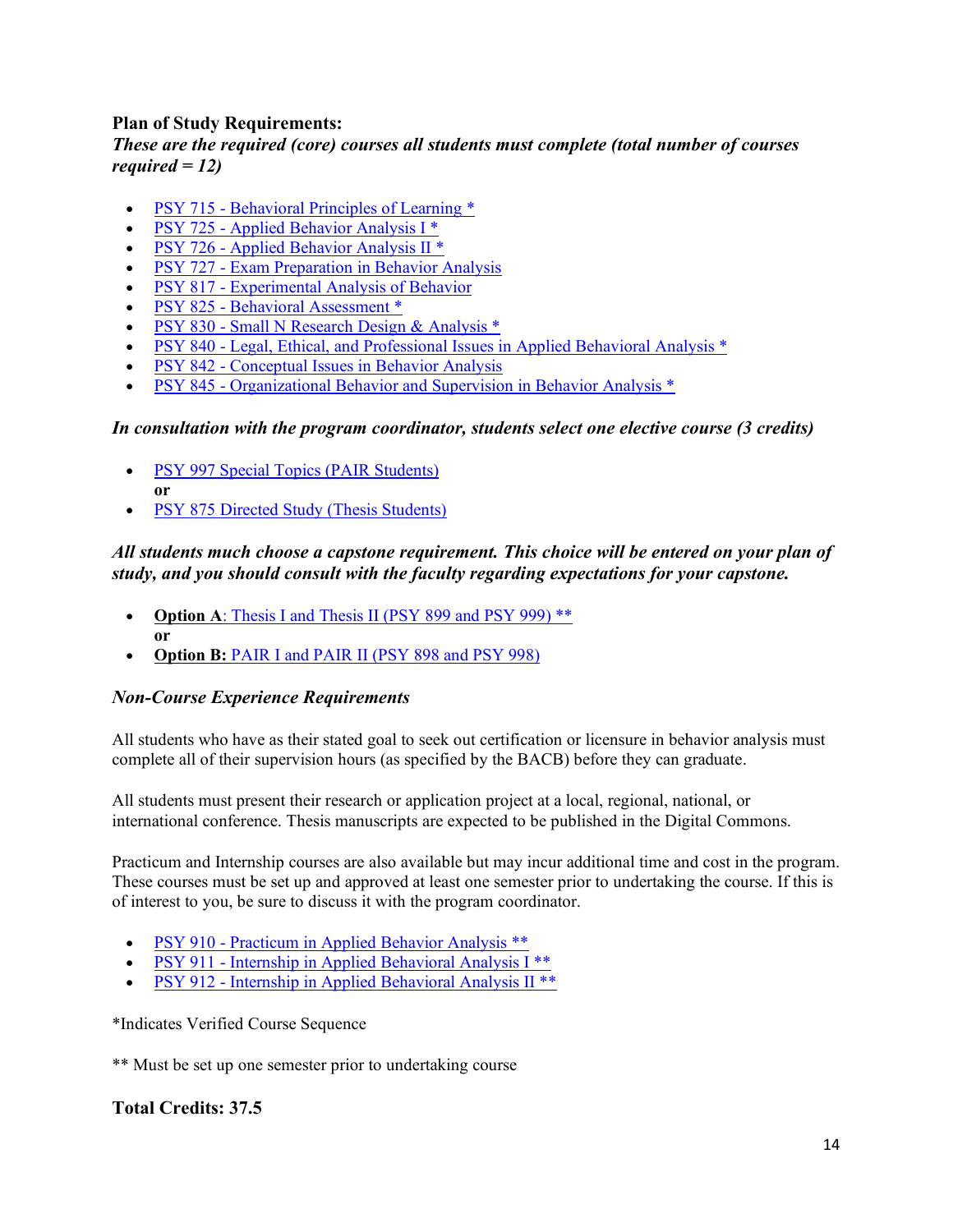### Plan of Study Requirements:

***These are the required (core) courses all students must complete (total number of courses required = 12)***

- PSY 715 - Behavioral Principles of Learning *
- PSY 725 - Applied Behavior Analysis I *
- PSY 726 - Applied Behavior Analysis II *
- PSY 727 - Exam Preparation in Behavior Analysis
- PSY 817 - Experimental Analysis of Behavior
- PSY 825 - Behavioral Assessment *
- PSY 830 - Small N Research Design & Analysis *
- PSY 840 - Legal, Ethical, and Professional Issues in Applied Behavioral Analysis *
- PSY 842 - Conceptual Issues in Behavior Analysis
- PSY 845 - Organizational Behavior and Supervision in Behavior Analysis *

***In consultation with the program coordinator, students select one elective course (3 credits)***

- PSY 997 Special Topics (PAIR Students)
  **or**
- PSY 875 Directed Study (Thesis Students)

***All students much choose a capstone requirement. This choice will be entered on your plan of study, and you should consult with the faculty regarding expectations for your capstone.***

- **Option A**: Thesis I and Thesis II (PSY 899 and PSY 999) **
  **or**
- **Option B:** PAIR I and PAIR II (PSY 898 and PSY 998)

#### *Non-Course Experience Requirements*

All students who have as their stated goal to seek out certification or licensure in behavior analysis must complete all of their supervision hours (as specified by the BACB) before they can graduate.

All students must present their research or application project at a local, regional, national, or international conference. Thesis manuscripts are expected to be published in the Digital Commons.

Practicum and Internship courses are also available but may incur additional time and cost in the program. These courses must be set up and approved at least one semester prior to undertaking the course. If this is of interest to you, be sure to discuss it with the program coordinator.

- PSY 910 - Practicum in Applied Behavior Analysis **
- PSY 911 - Internship in Applied Behavioral Analysis I **
- PSY 912 - Internship in Applied Behavioral Analysis II **

*Indicates Verified Course Sequence

** Must be set up one semester prior to undertaking course

### Total Credits: 37.5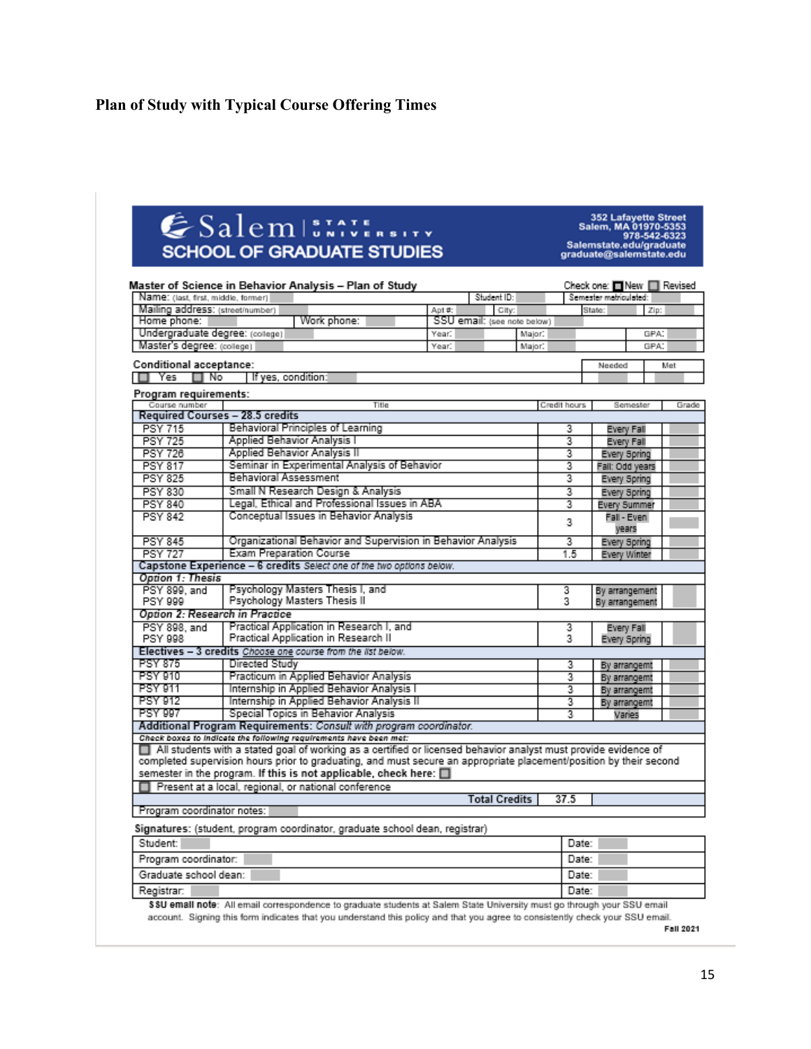# Plan of Study with Typical Course Offering Times

**Salem State University**
**SCHOOL OF GRADUATE STUDIES**

352 Lafayette Street
Salem, MA 01970-5353
978-542-6323
Salemstate.edu/graduate
graduate@salemstate.edu

**Master of Science in Behavior Analysis – Plan of Study**

Check one: ☐ New ☐ Revised

| | | | | | |
|---|---|---|---|---|---|
| Name: (last, first, middle, former) | | Student ID: | | Semester matriculated: | |
| Mailing address: (street/number) | | Apt #: | City: | State: | Zip: |
| Home phone: | Work phone: | SSU email: (see note below) | | | |
| Undergraduate degree: (college) | | Year: | Major: | | GPA: |
| Master's degree: (college) | | Year: | Major: | | GPA: |

**Conditional acceptance:**

| | | Needed | Met |
|---|---|---|---|
| ☐ Yes ☐ No | If yes, condition: | | |

**Program requirements:**

| Course number | Title | Credit hours | Semester | Grade |
|---|---|---|---|---|
| **Required Courses – 28.5 credits** | | | | |
| PSY 715 | Behavioral Principles of Learning | 3 | Every Fall | |
| PSY 725 | Applied Behavior Analysis I | 3 | Every Fall | |
| PSY 726 | Applied Behavior Analysis II | 3 | Every Spring | |
| PSY 817 | Seminar in Experimental Analysis of Behavior | 3 | Fall: Odd years | |
| PSY 825 | Behavioral Assessment | 3 | Every Spring | |
| PSY 830 | Small N Research Design & Analysis | 3 | Every Spring | |
| PSY 840 | Legal, Ethical and Professional Issues in ABA | 3 | Every Summer | |
| PSY 842 | Conceptual Issues in Behavior Analysis | 3 | Fall - Even years | |
| PSY 845 | Organizational Behavior and Supervision in Behavior Analysis | 3 | Every Spring | |
| PSY 727 | Exam Preparation Course | 1.5 | Every Winter | |
| **Capstone Experience – 6 credits** *Select one of the two options below.* | | | | |
| *Option 1: Thesis* | | | | |
| PSY 899, and<br>PSY 999 | Psychology Masters Thesis I, and<br>Psychology Masters Thesis II | 3<br>3 | By arrangement<br>By arrangement | |
| *Option 2: Research in Practice* | | | | |
| PSY 898, and<br>PSY 998 | Practical Application in Research I, and<br>Practical Application in Research II | 3<br>3 | Every Fall<br>Every Spring | |
| **Electives – 3 credits** *Choose one course from the list below.* | | | | |
| PSY 875 | Directed Study | 3 | By arrangemt | |
| PSY 910 | Practicum in Applied Behavior Analysis | 3 | By arrangemt | |
| PSY 911 | Internship in Applied Behavior Analysis I | 3 | By arrangemt | |
| PSY 912 | Internship in Applied Behavior Analysis II | 3 | By arrangemt | |
| PSY 997 | Special Topics in Behavior Analysis | 3 | Varies | |
| **Additional Program Requirements:** *Consult with program coordinator.* | | | | |
| *Check boxes to indicate the following requirements have been met:* | | | | |
| ☐ All students with a stated goal of working as a certified or licensed behavior analyst must provide evidence of completed supervision hours prior to graduating, and must secure an appropriate placement/position by their second semester in the program. **If this is not applicable, check here:** ☐ | | | | |
| ☐ Present at a local, regional, or national conference | | | | |
| | **Total Credits** | 37.5 | | |
| Program coordinator notes: | | | | |

**Signatures:** (student, program coordinator, graduate school dean, registrar)

| | |
|---|---|
| Student: | Date: |
| Program coordinator: | Date: |
| Graduate school dean: | Date: |
| Registrar: | Date: |

**SSU email note:** All email correspondence to graduate students at Salem State University must go through your SSU email account. Signing this form indicates that you understand this policy and that you agree to consistently check your SSU email.

**Fall 2021**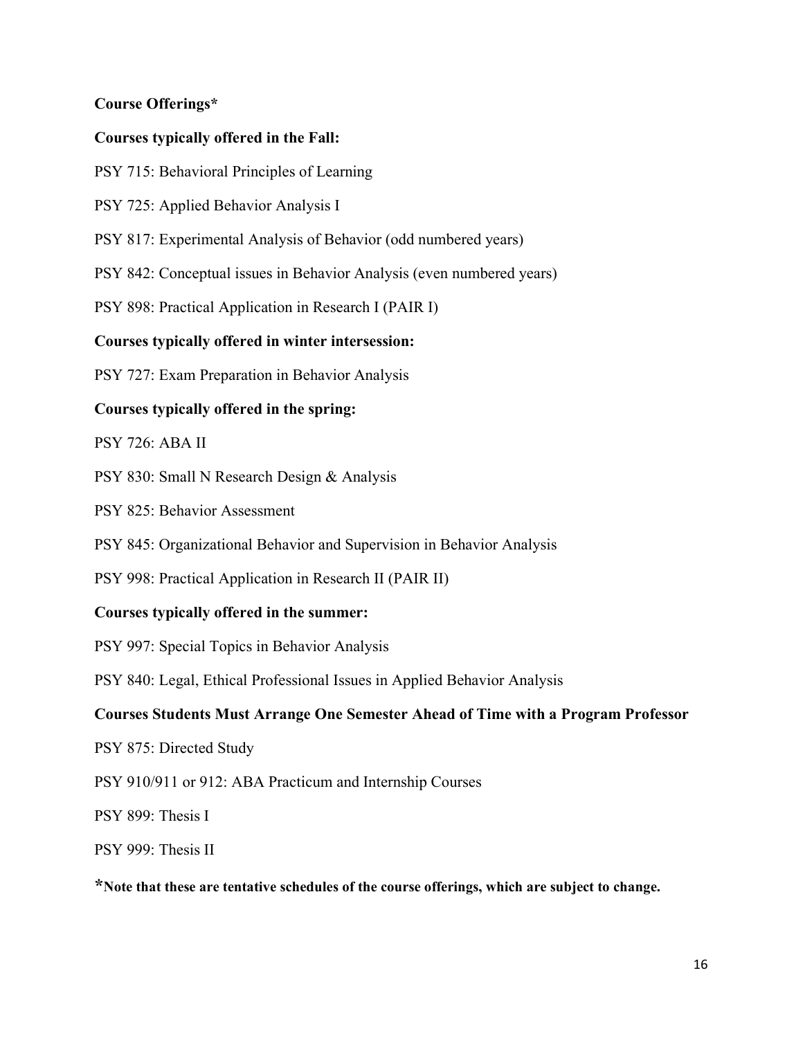**Course Offerings***

**Courses typically offered in the Fall:**

PSY 715: Behavioral Principles of Learning

PSY 725: Applied Behavior Analysis I

PSY 817: Experimental Analysis of Behavior (odd numbered years)

PSY 842: Conceptual issues in Behavior Analysis (even numbered years)

PSY 898: Practical Application in Research I (PAIR I)

**Courses typically offered in winter intersession:**

PSY 727: Exam Preparation in Behavior Analysis

**Courses typically offered in the spring:**

PSY 726: ABA II

PSY 830: Small N Research Design & Analysis

PSY 825: Behavior Assessment

PSY 845: Organizational Behavior and Supervision in Behavior Analysis

PSY 998: Practical Application in Research II (PAIR II)

**Courses typically offered in the summer:**

PSY 997: Special Topics in Behavior Analysis

PSY 840: Legal, Ethical Professional Issues in Applied Behavior Analysis

**Courses Students Must Arrange One Semester Ahead of Time with a Program Professor**

PSY 875: Directed Study

PSY 910/911 or 912: ABA Practicum and Internship Courses

PSY 899: Thesis I

PSY 999: Thesis II

***Note that these are tentative schedules of the course offerings, which are subject to change.**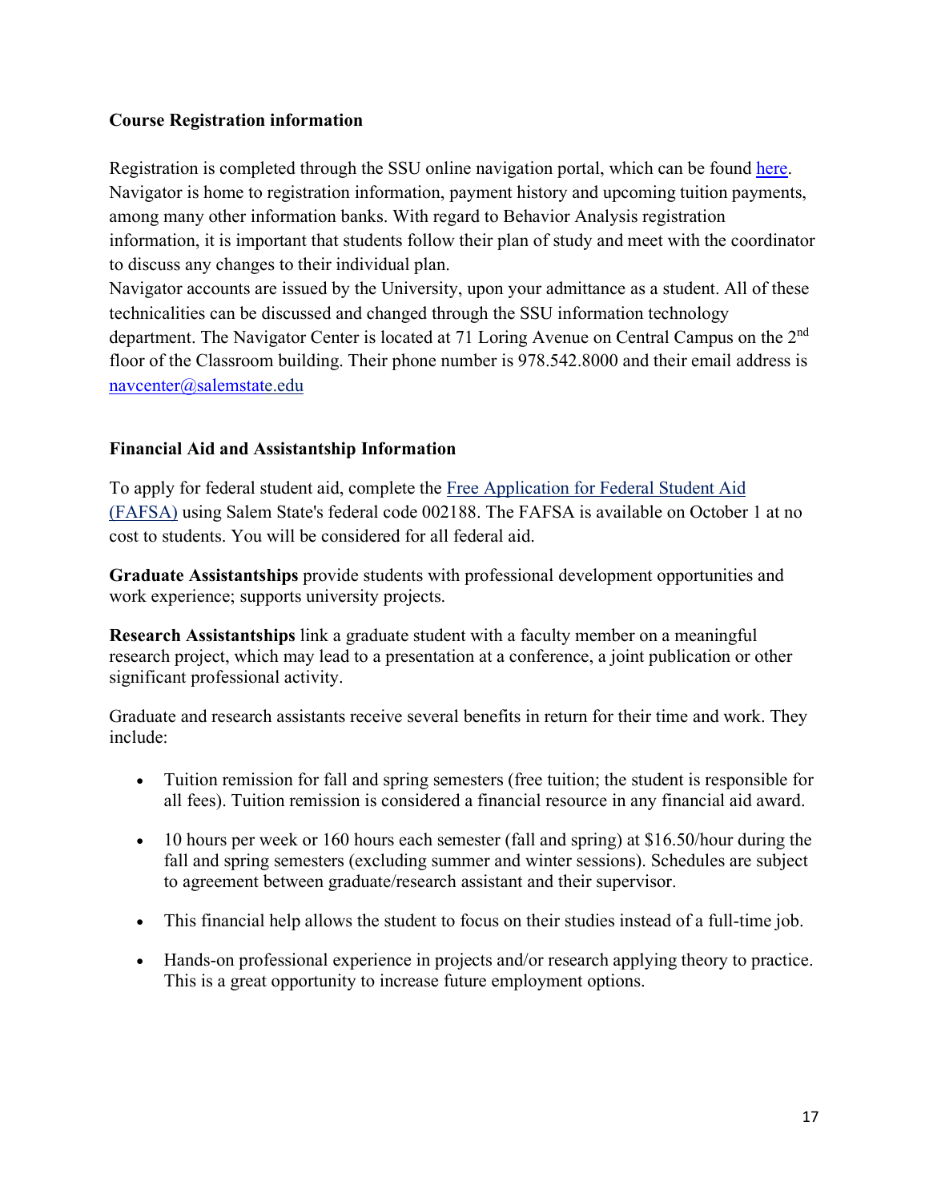## Course Registration information

Registration is completed through the SSU online navigation portal, which can be found here. Navigator is home to registration information, payment history and upcoming tuition payments, among many other information banks. With regard to Behavior Analysis registration information, it is important that students follow their plan of study and meet with the coordinator to discuss any changes to their individual plan.

Navigator accounts are issued by the University, upon your admittance as a student. All of these technicalities can be discussed and changed through the SSU information technology department. The Navigator Center is located at 71 Loring Avenue on Central Campus on the 2nd floor of the Classroom building. Their phone number is 978.542.8000 and their email address is navcenter@salemstate.edu

## Financial Aid and Assistantship Information

To apply for federal student aid, complete the Free Application for Federal Student Aid (FAFSA) using Salem State's federal code 002188. The FAFSA is available on October 1 at no cost to students. You will be considered for all federal aid.

**Graduate Assistantships** provide students with professional development opportunities and work experience; supports university projects.

**Research Assistantships** link a graduate student with a faculty member on a meaningful research project, which may lead to a presentation at a conference, a joint publication or other significant professional activity.

Graduate and research assistants receive several benefits in return for their time and work. They include:

- Tuition remission for fall and spring semesters (free tuition; the student is responsible for all fees). Tuition remission is considered a financial resource in any financial aid award.
- 10 hours per week or 160 hours each semester (fall and spring) at $16.50/hour during the fall and spring semesters (excluding summer and winter sessions). Schedules are subject to agreement between graduate/research assistant and their supervisor.
- This financial help allows the student to focus on their studies instead of a full-time job.
- Hands-on professional experience in projects and/or research applying theory to practice. This is a great opportunity to increase future employment options.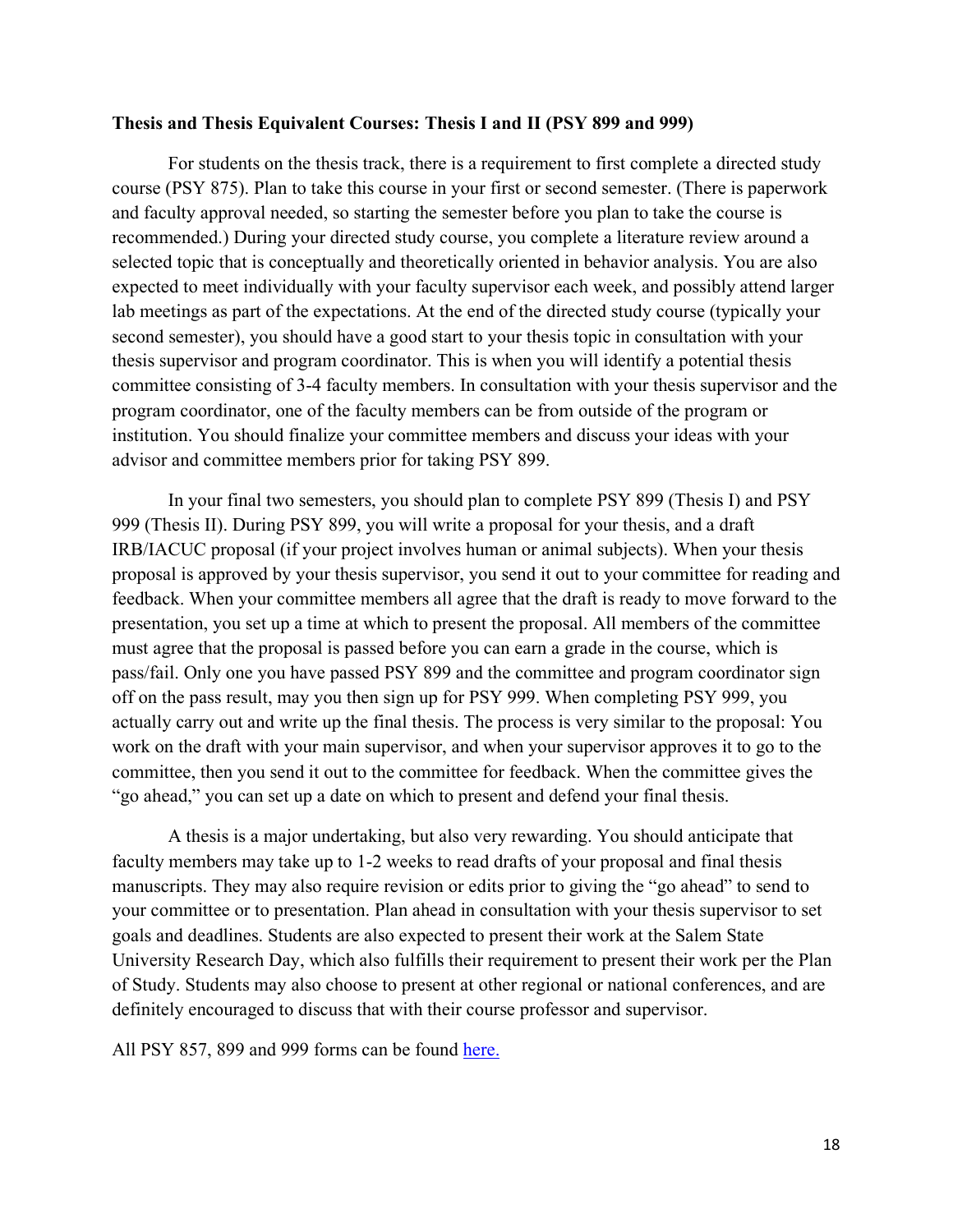**Thesis and Thesis Equivalent Courses: Thesis I and II (PSY 899 and 999)**

For students on the thesis track, there is a requirement to first complete a directed study course (PSY 875). Plan to take this course in your first or second semester. (There is paperwork and faculty approval needed, so starting the semester before you plan to take the course is recommended.) During your directed study course, you complete a literature review around a selected topic that is conceptually and theoretically oriented in behavior analysis. You are also expected to meet individually with your faculty supervisor each week, and possibly attend larger lab meetings as part of the expectations. At the end of the directed study course (typically your second semester), you should have a good start to your thesis topic in consultation with your thesis supervisor and program coordinator. This is when you will identify a potential thesis committee consisting of 3-4 faculty members. In consultation with your thesis supervisor and the program coordinator, one of the faculty members can be from outside of the program or institution. You should finalize your committee members and discuss your ideas with your advisor and committee members prior for taking PSY 899.

In your final two semesters, you should plan to complete PSY 899 (Thesis I) and PSY 999 (Thesis II). During PSY 899, you will write a proposal for your thesis, and a draft IRB/IACUC proposal (if your project involves human or animal subjects). When your thesis proposal is approved by your thesis supervisor, you send it out to your committee for reading and feedback. When your committee members all agree that the draft is ready to move forward to the presentation, you set up a time at which to present the proposal. All members of the committee must agree that the proposal is passed before you can earn a grade in the course, which is pass/fail. Only one you have passed PSY 899 and the committee and program coordinator sign off on the pass result, may you then sign up for PSY 999. When completing PSY 999, you actually carry out and write up the final thesis. The process is very similar to the proposal: You work on the draft with your main supervisor, and when your supervisor approves it to go to the committee, then you send it out to the committee for feedback. When the committee gives the "go ahead," you can set up a date on which to present and defend your final thesis.

A thesis is a major undertaking, but also very rewarding. You should anticipate that faculty members may take up to 1-2 weeks to read drafts of your proposal and final thesis manuscripts. They may also require revision or edits prior to giving the "go ahead" to send to your committee or to presentation. Plan ahead in consultation with your thesis supervisor to set goals and deadlines. Students are also expected to present their work at the Salem State University Research Day, which also fulfills their requirement to present their work per the Plan of Study. Students may also choose to present at other regional or national conferences, and are definitely encouraged to discuss that with their course professor and supervisor.

All PSY 857, 899 and 999 forms can be found here.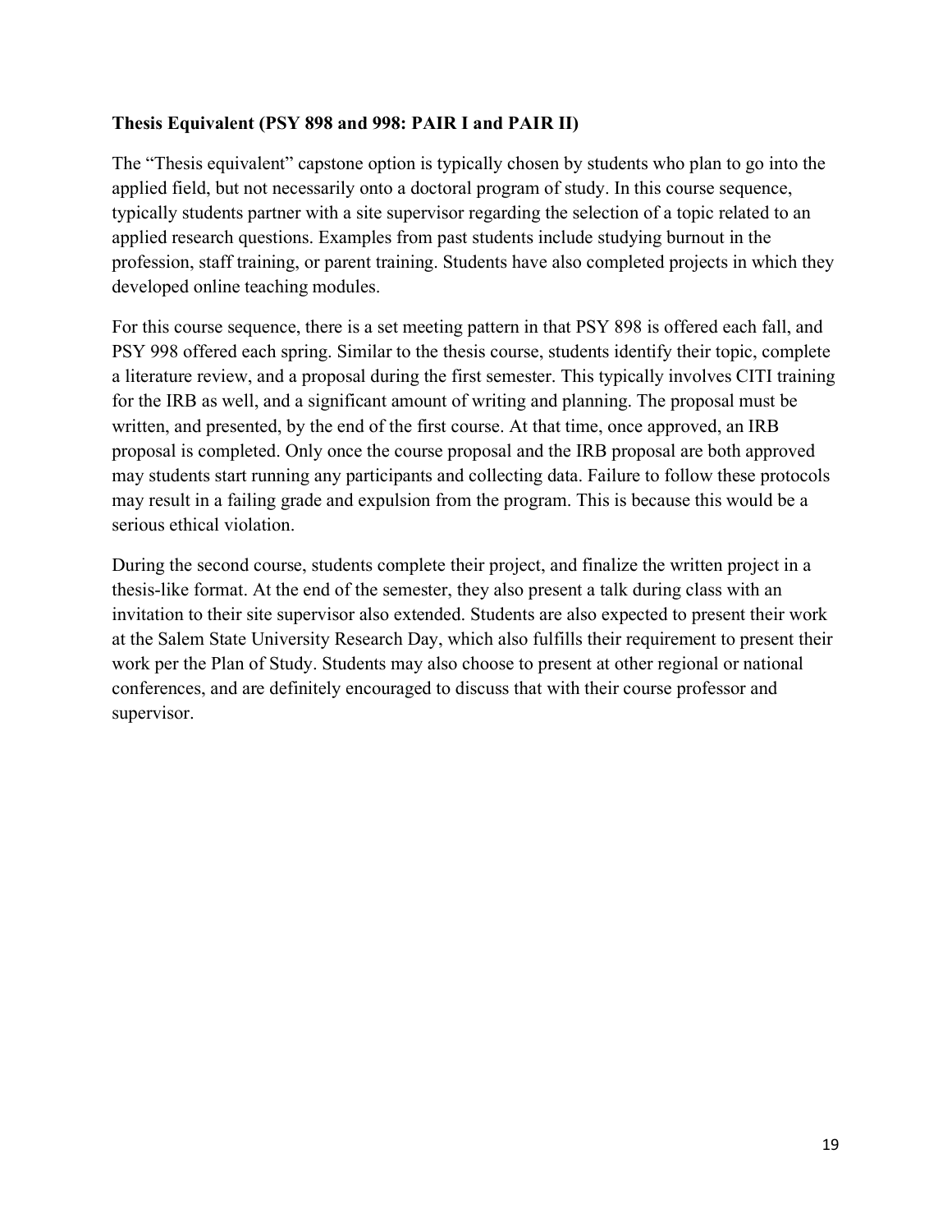**Thesis Equivalent (PSY 898 and 998: PAIR I and PAIR II)**

The "Thesis equivalent" capstone option is typically chosen by students who plan to go into the applied field, but not necessarily onto a doctoral program of study. In this course sequence, typically students partner with a site supervisor regarding the selection of a topic related to an applied research questions. Examples from past students include studying burnout in the profession, staff training, or parent training. Students have also completed projects in which they developed online teaching modules.

For this course sequence, there is a set meeting pattern in that PSY 898 is offered each fall, and PSY 998 offered each spring. Similar to the thesis course, students identify their topic, complete a literature review, and a proposal during the first semester. This typically involves CITI training for the IRB as well, and a significant amount of writing and planning. The proposal must be written, and presented, by the end of the first course. At that time, once approved, an IRB proposal is completed. Only once the course proposal and the IRB proposal are both approved may students start running any participants and collecting data. Failure to follow these protocols may result in a failing grade and expulsion from the program. This is because this would be a serious ethical violation.

During the second course, students complete their project, and finalize the written project in a thesis-like format. At the end of the semester, they also present a talk during class with an invitation to their site supervisor also extended. Students are also expected to present their work at the Salem State University Research Day, which also fulfills their requirement to present their work per the Plan of Study. Students may also choose to present at other regional or national conferences, and are definitely encouraged to discuss that with their course professor and supervisor.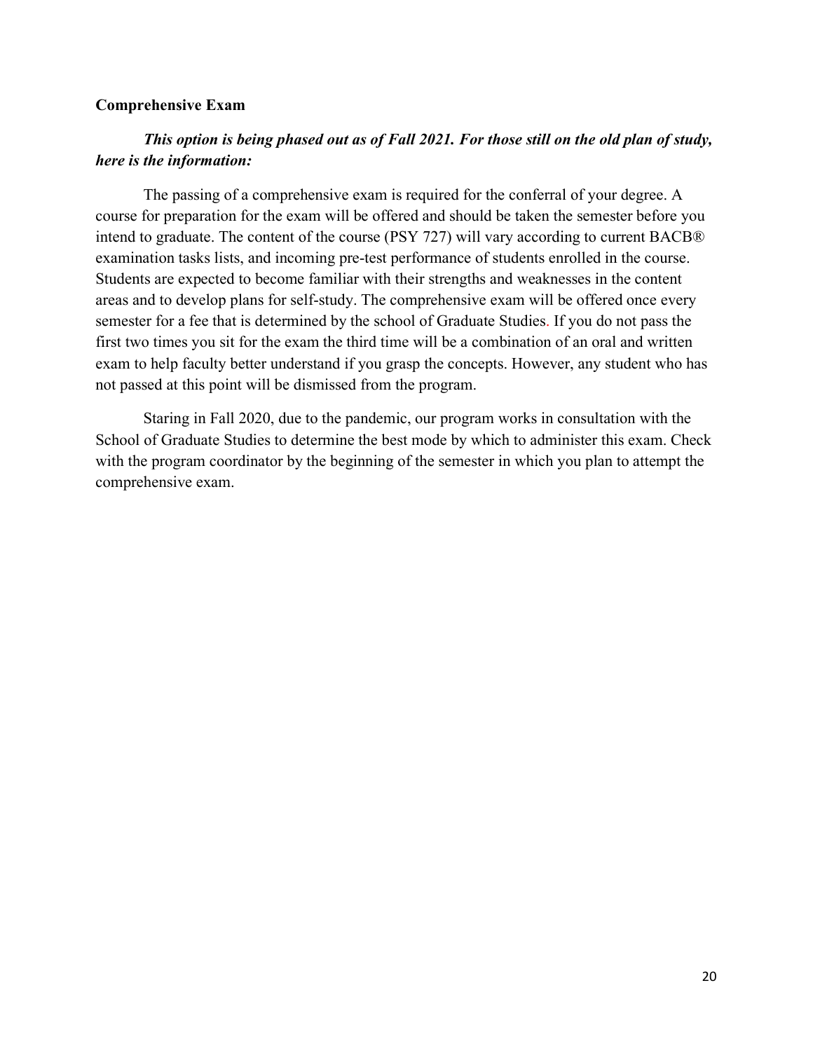**Comprehensive Exam**

***This option is being phased out as of Fall 2021. For those still on the old plan of study, here is the information:***

The passing of a comprehensive exam is required for the conferral of your degree. A course for preparation for the exam will be offered and should be taken the semester before you intend to graduate. The content of the course (PSY 727) will vary according to current BACB® examination tasks lists, and incoming pre-test performance of students enrolled in the course. Students are expected to become familiar with their strengths and weaknesses in the content areas and to develop plans for self-study. The comprehensive exam will be offered once every semester for a fee that is determined by the school of Graduate Studies. If you do not pass the first two times you sit for the exam the third time will be a combination of an oral and written exam to help faculty better understand if you grasp the concepts. However, any student who has not passed at this point will be dismissed from the program.

Staring in Fall 2020, due to the pandemic, our program works in consultation with the School of Graduate Studies to determine the best mode by which to administer this exam. Check with the program coordinator by the beginning of the semester in which you plan to attempt the comprehensive exam.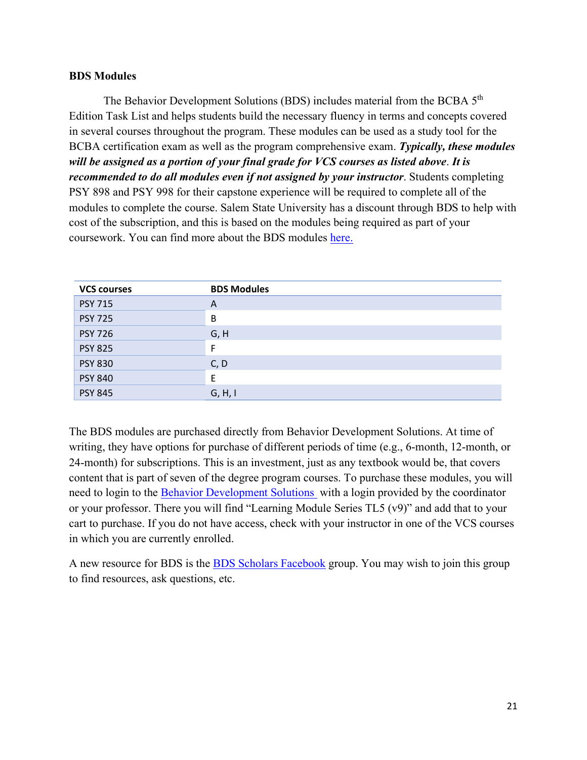**BDS Modules**

The Behavior Development Solutions (BDS) includes material from the BCBA 5th Edition Task List and helps students build the necessary fluency in terms and concepts covered in several courses throughout the program. These modules can be used as a study tool for the BCBA certification exam as well as the program comprehensive exam. ***Typically, these modules will be assigned as a portion of your final grade for VCS courses as listed above***. ***It is recommended to do all modules even if not assigned by your instructor***. Students completing PSY 898 and PSY 998 for their capstone experience will be required to complete all of the modules to complete the course. Salem State University has a discount through BDS to help with cost of the subscription, and this is based on the modules being required as part of your coursework. You can find more about the BDS modules here.

| VCS courses | BDS Modules |
|---|---|
| PSY 715 | A |
| PSY 725 | B |
| PSY 726 | G, H |
| PSY 825 | F |
| PSY 830 | C, D |
| PSY 840 | E |
| PSY 845 | G, H, I |

The BDS modules are purchased directly from Behavior Development Solutions. At time of writing, they have options for purchase of different periods of time (e.g., 6-month, 12-month, or 24-month) for subscriptions. This is an investment, just as any textbook would be, that covers content that is part of seven of the degree program courses. To purchase these modules, you will need to login to the Behavior Development Solutions with a login provided by the coordinator or your professor. There you will find "Learning Module Series TL5 (v9)" and add that to your cart to purchase. If you do not have access, check with your instructor in one of the VCS courses in which you are currently enrolled.

A new resource for BDS is the BDS Scholars Facebook group. You may wish to join this group to find resources, ask questions, etc.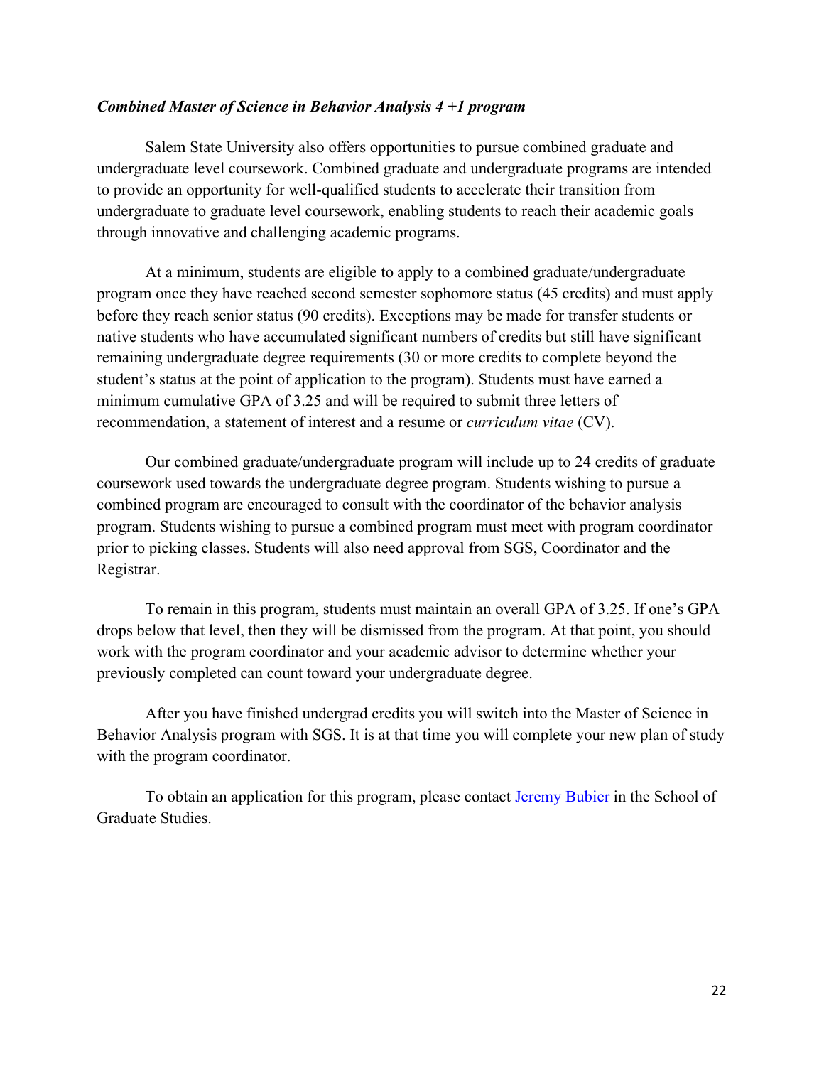***Combined Master of Science in Behavior Analysis 4 +1 program***

Salem State University also offers opportunities to pursue combined graduate and undergraduate level coursework. Combined graduate and undergraduate programs are intended to provide an opportunity for well-qualified students to accelerate their transition from undergraduate to graduate level coursework, enabling students to reach their academic goals through innovative and challenging academic programs.

At a minimum, students are eligible to apply to a combined graduate/undergraduate program once they have reached second semester sophomore status (45 credits) and must apply before they reach senior status (90 credits). Exceptions may be made for transfer students or native students who have accumulated significant numbers of credits but still have significant remaining undergraduate degree requirements (30 or more credits to complete beyond the student's status at the point of application to the program). Students must have earned a minimum cumulative GPA of 3.25 and will be required to submit three letters of recommendation, a statement of interest and a resume or *curriculum vitae* (CV).

Our combined graduate/undergraduate program will include up to 24 credits of graduate coursework used towards the undergraduate degree program. Students wishing to pursue a combined program are encouraged to consult with the coordinator of the behavior analysis program. Students wishing to pursue a combined program must meet with program coordinator prior to picking classes. Students will also need approval from SGS, Coordinator and the Registrar.

To remain in this program, students must maintain an overall GPA of 3.25. If one's GPA drops below that level, then they will be dismissed from the program. At that point, you should work with the program coordinator and your academic advisor to determine whether your previously completed can count toward your undergraduate degree.

After you have finished undergrad credits you will switch into the Master of Science in Behavior Analysis program with SGS. It is at that time you will complete your new plan of study with the program coordinator.

To obtain an application for this program, please contact Jeremy Bubier in the School of Graduate Studies.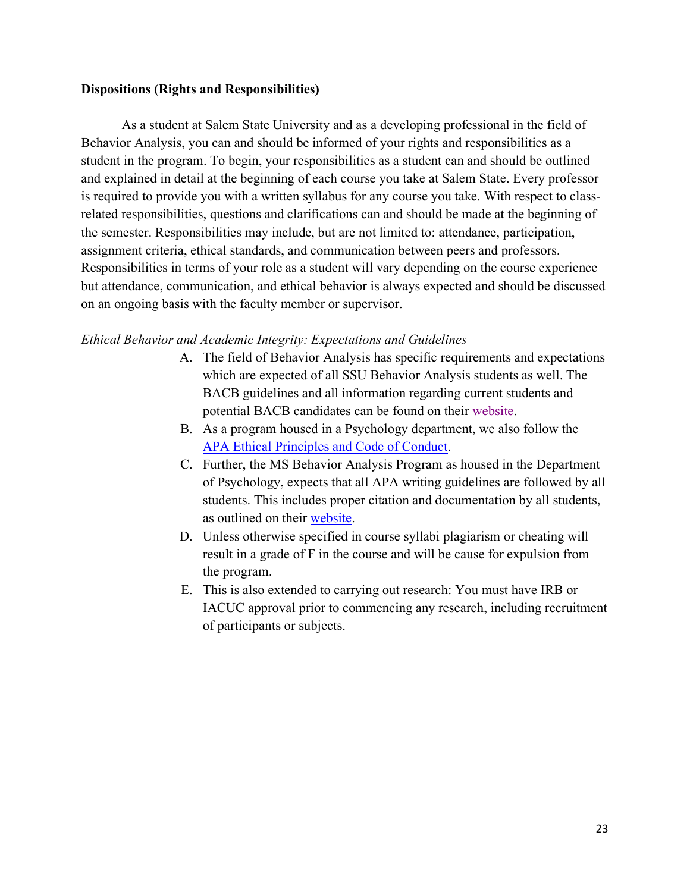**Dispositions (Rights and Responsibilities)**

As a student at Salem State University and as a developing professional in the field of Behavior Analysis, you can and should be informed of your rights and responsibilities as a student in the program. To begin, your responsibilities as a student can and should be outlined and explained in detail at the beginning of each course you take at Salem State. Every professor is required to provide you with a written syllabus for any course you take. With respect to class-related responsibilities, questions and clarifications can and should be made at the beginning of the semester. Responsibilities may include, but are not limited to: attendance, participation, assignment criteria, ethical standards, and communication between peers and professors. Responsibilities in terms of your role as a student will vary depending on the course experience but attendance, communication, and ethical behavior is always expected and should be discussed on an ongoing basis with the faculty member or supervisor.

*Ethical Behavior and Academic Integrity: Expectations and Guidelines*

A. The field of Behavior Analysis has specific requirements and expectations which are expected of all SSU Behavior Analysis students as well. The BACB guidelines and all information regarding current students and potential BACB candidates can be found on their website.
B. As a program housed in a Psychology department, we also follow the APA Ethical Principles and Code of Conduct.
C. Further, the MS Behavior Analysis Program as housed in the Department of Psychology, expects that all APA writing guidelines are followed by all students. This includes proper citation and documentation by all students, as outlined on their website.
D. Unless otherwise specified in course syllabi plagiarism or cheating will result in a grade of F in the course and will be cause for expulsion from the program.
E. This is also extended to carrying out research: You must have IRB or IACUC approval prior to commencing any research, including recruitment of participants or subjects.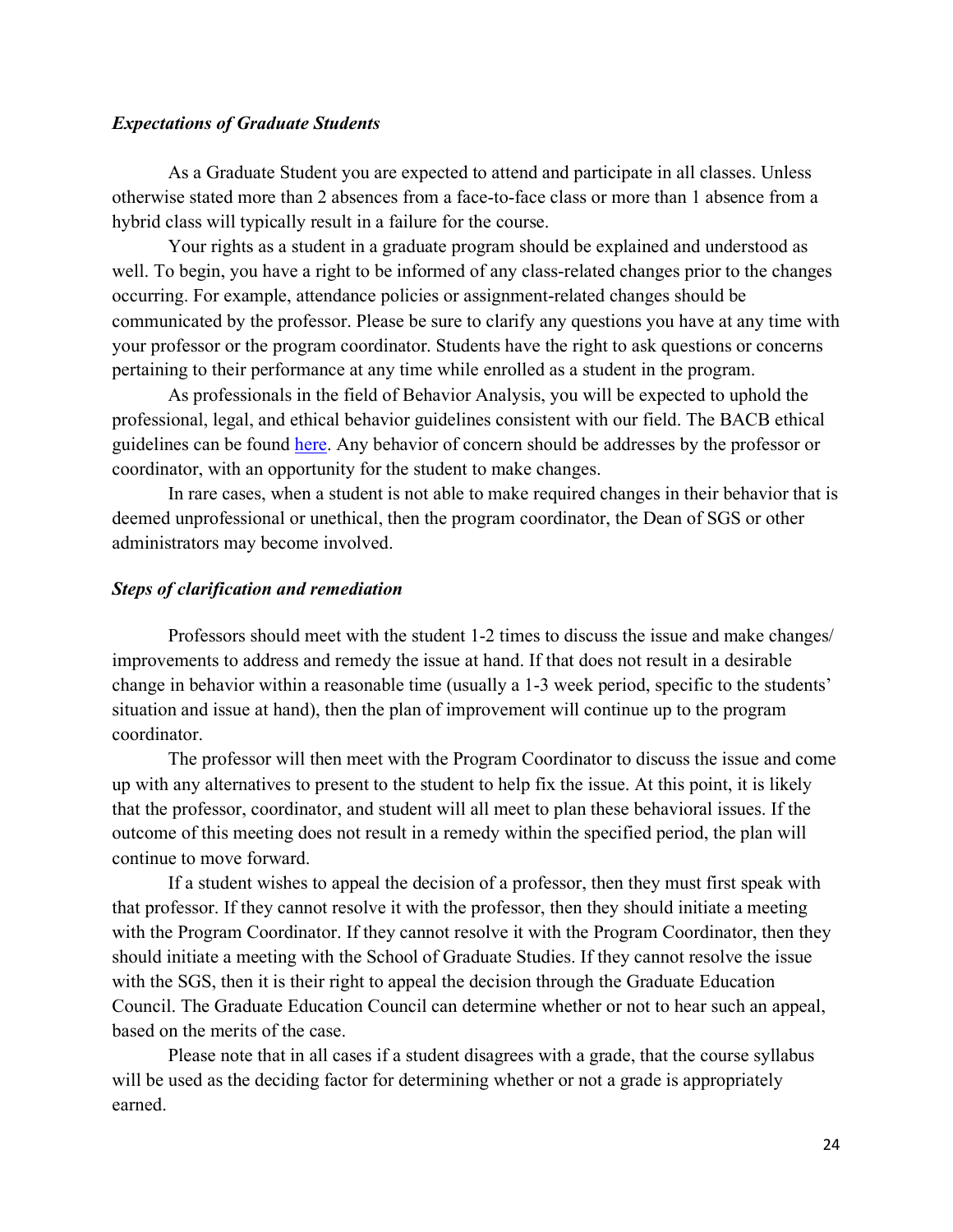### *Expectations of Graduate Students*

As a Graduate Student you are expected to attend and participate in all classes. Unless otherwise stated more than 2 absences from a face-to-face class or more than 1 absence from a hybrid class will typically result in a failure for the course.

Your rights as a student in a graduate program should be explained and understood as well. To begin, you have a right to be informed of any class-related changes prior to the changes occurring. For example, attendance policies or assignment-related changes should be communicated by the professor. Please be sure to clarify any questions you have at any time with your professor or the program coordinator. Students have the right to ask questions or concerns pertaining to their performance at any time while enrolled as a student in the program.

As professionals in the field of Behavior Analysis, you will be expected to uphold the professional, legal, and ethical behavior guidelines consistent with our field. The BACB ethical guidelines can be found here. Any behavior of concern should be addresses by the professor or coordinator, with an opportunity for the student to make changes.

In rare cases, when a student is not able to make required changes in their behavior that is deemed unprofessional or unethical, then the program coordinator, the Dean of SGS or other administrators may become involved.

### *Steps of clarification and remediation*

Professors should meet with the student 1-2 times to discuss the issue and make changes/ improvements to address and remedy the issue at hand. If that does not result in a desirable change in behavior within a reasonable time (usually a 1-3 week period, specific to the students' situation and issue at hand), then the plan of improvement will continue up to the program coordinator.

The professor will then meet with the Program Coordinator to discuss the issue and come up with any alternatives to present to the student to help fix the issue. At this point, it is likely that the professor, coordinator, and student will all meet to plan these behavioral issues. If the outcome of this meeting does not result in a remedy within the specified period, the plan will continue to move forward.

If a student wishes to appeal the decision of a professor, then they must first speak with that professor. If they cannot resolve it with the professor, then they should initiate a meeting with the Program Coordinator. If they cannot resolve it with the Program Coordinator, then they should initiate a meeting with the School of Graduate Studies. If they cannot resolve the issue with the SGS, then it is their right to appeal the decision through the Graduate Education Council. The Graduate Education Council can determine whether or not to hear such an appeal, based on the merits of the case.

Please note that in all cases if a student disagrees with a grade, that the course syllabus will be used as the deciding factor for determining whether or not a grade is appropriately earned.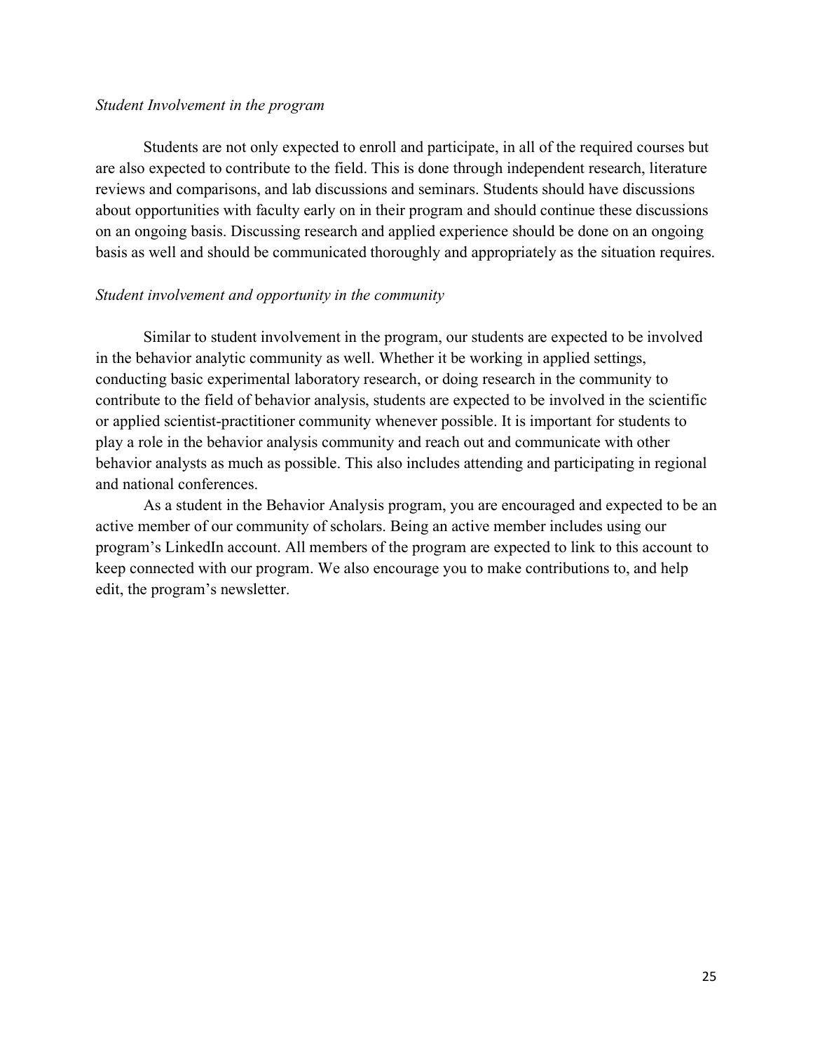*Student Involvement in the program*

Students are not only expected to enroll and participate, in all of the required courses but are also expected to contribute to the field. This is done through independent research, literature reviews and comparisons, and lab discussions and seminars. Students should have discussions about opportunities with faculty early on in their program and should continue these discussions on an ongoing basis. Discussing research and applied experience should be done on an ongoing basis as well and should be communicated thoroughly and appropriately as the situation requires.

*Student involvement and opportunity in the community*

Similar to student involvement in the program, our students are expected to be involved in the behavior analytic community as well. Whether it be working in applied settings, conducting basic experimental laboratory research, or doing research in the community to contribute to the field of behavior analysis, students are expected to be involved in the scientific or applied scientist-practitioner community whenever possible. It is important for students to play a role in the behavior analysis community and reach out and communicate with other behavior analysts as much as possible. This also includes attending and participating in regional and national conferences.

As a student in the Behavior Analysis program, you are encouraged and expected to be an active member of our community of scholars. Being an active member includes using our program's LinkedIn account. All members of the program are expected to link to this account to keep connected with our program. We also encourage you to make contributions to, and help edit, the program's newsletter.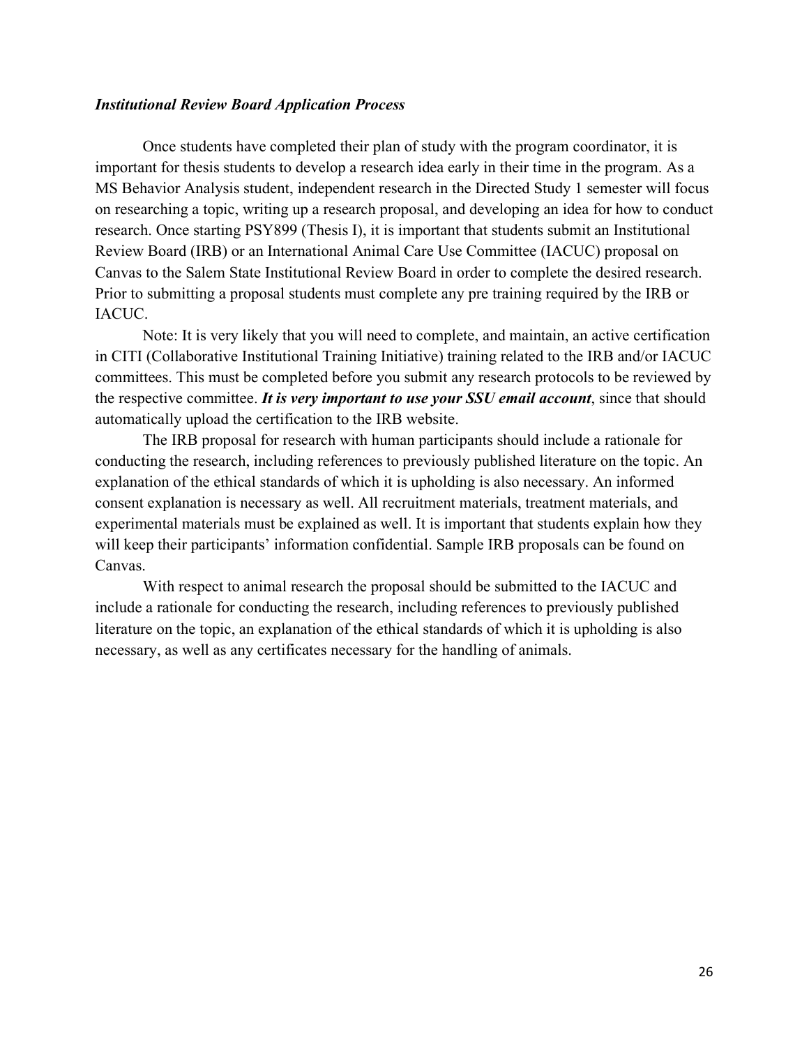***Institutional Review Board Application Process***

Once students have completed their plan of study with the program coordinator, it is important for thesis students to develop a research idea early in their time in the program. As a MS Behavior Analysis student, independent research in the Directed Study 1 semester will focus on researching a topic, writing up a research proposal, and developing an idea for how to conduct research. Once starting PSY899 (Thesis I), it is important that students submit an Institutional Review Board (IRB) or an International Animal Care Use Committee (IACUC) proposal on Canvas to the Salem State Institutional Review Board in order to complete the desired research. Prior to submitting a proposal students must complete any pre training required by the IRB or IACUC.

Note: It is very likely that you will need to complete, and maintain, an active certification in CITI (Collaborative Institutional Training Initiative) training related to the IRB and/or IACUC committees. This must be completed before you submit any research protocols to be reviewed by the respective committee. ***It is very important to use your SSU email account***, since that should automatically upload the certification to the IRB website.

The IRB proposal for research with human participants should include a rationale for conducting the research, including references to previously published literature on the topic. An explanation of the ethical standards of which it is upholding is also necessary. An informed consent explanation is necessary as well. All recruitment materials, treatment materials, and experimental materials must be explained as well. It is important that students explain how they will keep their participants' information confidential. Sample IRB proposals can be found on Canvas.

With respect to animal research the proposal should be submitted to the IACUC and include a rationale for conducting the research, including references to previously published literature on the topic, an explanation of the ethical standards of which it is upholding is also necessary, as well as any certificates necessary for the handling of animals.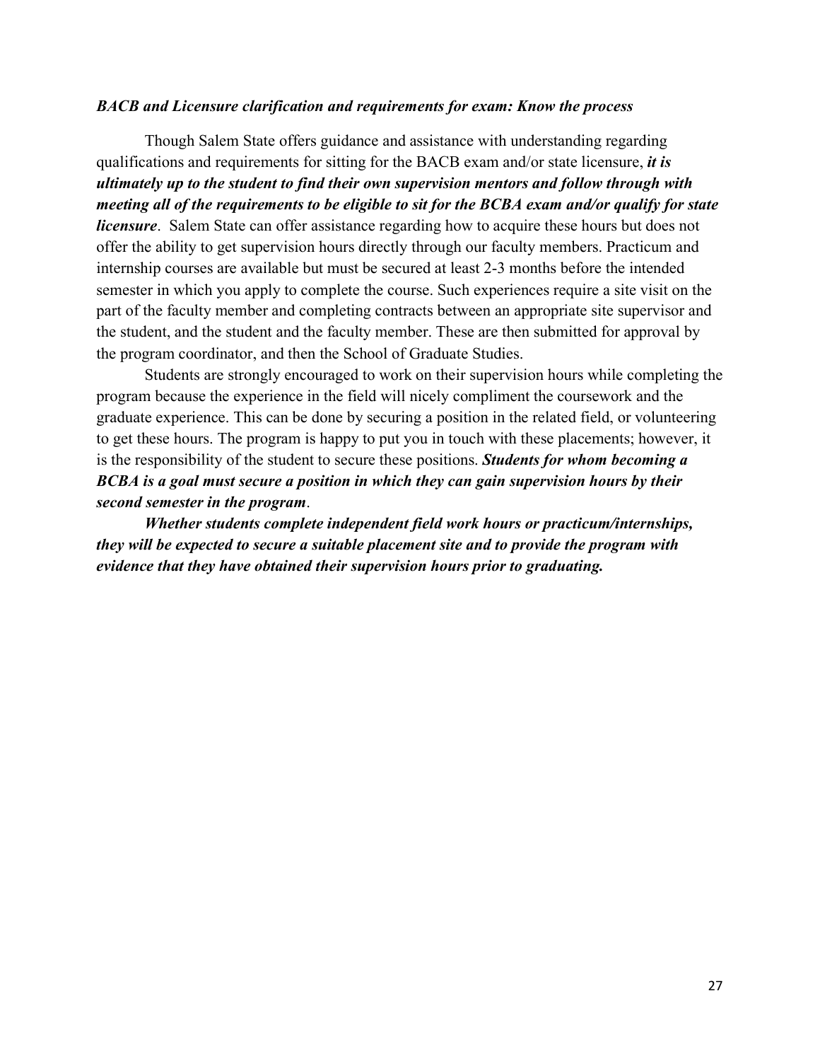***BACB and Licensure clarification and requirements for exam: Know the process***

Though Salem State offers guidance and assistance with understanding regarding qualifications and requirements for sitting for the BACB exam and/or state licensure, ***it is ultimately up to the student to find their own supervision mentors and follow through with meeting all of the requirements to be eligible to sit for the BCBA exam and/or qualify for state licensure***. Salem State can offer assistance regarding how to acquire these hours but does not offer the ability to get supervision hours directly through our faculty members. Practicum and internship courses are available but must be secured at least 2-3 months before the intended semester in which you apply to complete the course. Such experiences require a site visit on the part of the faculty member and completing contracts between an appropriate site supervisor and the student, and the student and the faculty member. These are then submitted for approval by the program coordinator, and then the School of Graduate Studies.

Students are strongly encouraged to work on their supervision hours while completing the program because the experience in the field will nicely compliment the coursework and the graduate experience. This can be done by securing a position in the related field, or volunteering to get these hours. The program is happy to put you in touch with these placements; however, it is the responsibility of the student to secure these positions. ***Students for whom becoming a BCBA is a goal must secure a position in which they can gain supervision hours by their second semester in the program***.

***Whether students complete independent field work hours or practicum/internships, they will be expected to secure a suitable placement site and to provide the program with evidence that they have obtained their supervision hours prior to graduating.***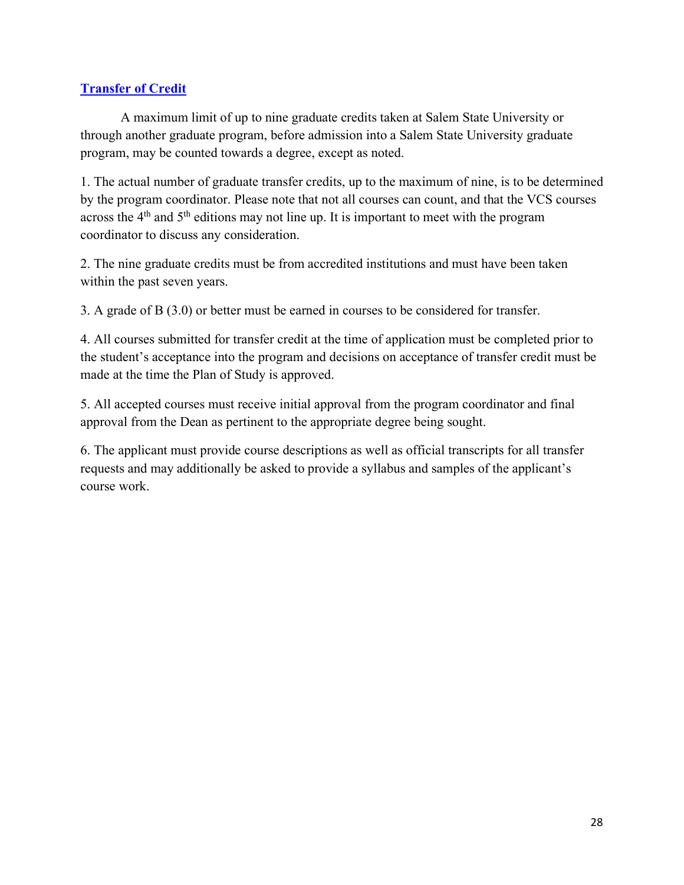## Transfer of Credit

A maximum limit of up to nine graduate credits taken at Salem State University or through another graduate program, before admission into a Salem State University graduate program, may be counted towards a degree, except as noted.

1. The actual number of graduate transfer credits, up to the maximum of nine, is to be determined by the program coordinator. Please note that not all courses can count, and that the VCS courses across the 4th and 5th editions may not line up. It is important to meet with the program coordinator to discuss any consideration.

2. The nine graduate credits must be from accredited institutions and must have been taken within the past seven years.

3. A grade of B (3.0) or better must be earned in courses to be considered for transfer.

4. All courses submitted for transfer credit at the time of application must be completed prior to the student's acceptance into the program and decisions on acceptance of transfer credit must be made at the time the Plan of Study is approved.

5. All accepted courses must receive initial approval from the program coordinator and final approval from the Dean as pertinent to the appropriate degree being sought.

6. The applicant must provide course descriptions as well as official transcripts for all transfer requests and may additionally be asked to provide a syllabus and samples of the applicant's course work.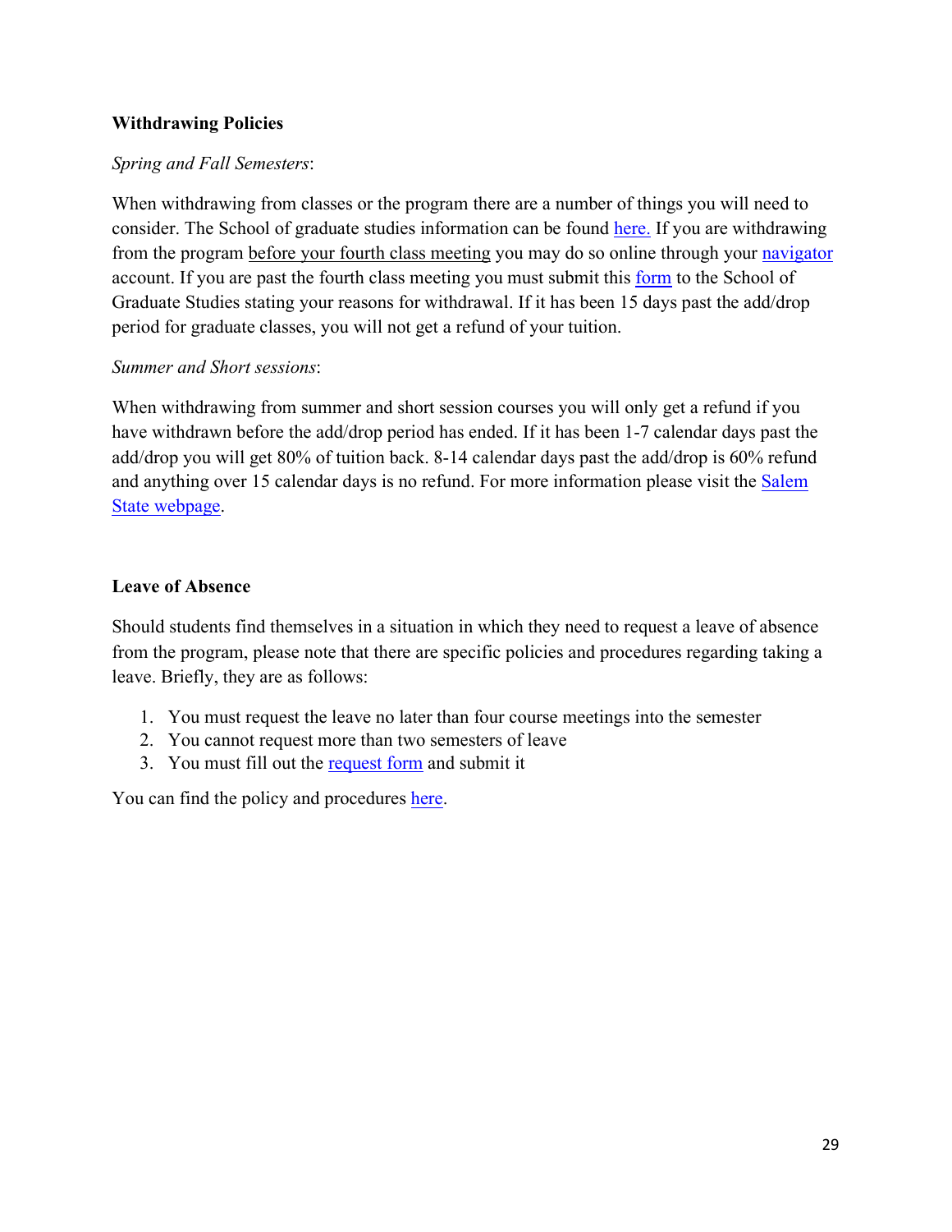**Withdrawing Policies**

*Spring and Fall Semesters*:

When withdrawing from classes or the program there are a number of things you will need to consider. The School of graduate studies information can be found here. If you are withdrawing from the program before your fourth class meeting you may do so online through your navigator account. If you are past the fourth class meeting you must submit this form to the School of Graduate Studies stating your reasons for withdrawal. If it has been 15 days past the add/drop period for graduate classes, you will not get a refund of your tuition.

*Summer and Short sessions*:

When withdrawing from summer and short session courses you will only get a refund if you have withdrawn before the add/drop period has ended. If it has been 1-7 calendar days past the add/drop you will get 80% of tuition back. 8-14 calendar days past the add/drop is 60% refund and anything over 15 calendar days is no refund. For more information please visit the Salem State webpage.

**Leave of Absence**

Should students find themselves in a situation in which they need to request a leave of absence from the program, please note that there are specific policies and procedures regarding taking a leave. Briefly, they are as follows:

1. You must request the leave no later than four course meetings into the semester
2. You cannot request more than two semesters of leave
3. You must fill out the request form and submit it

You can find the policy and procedures here.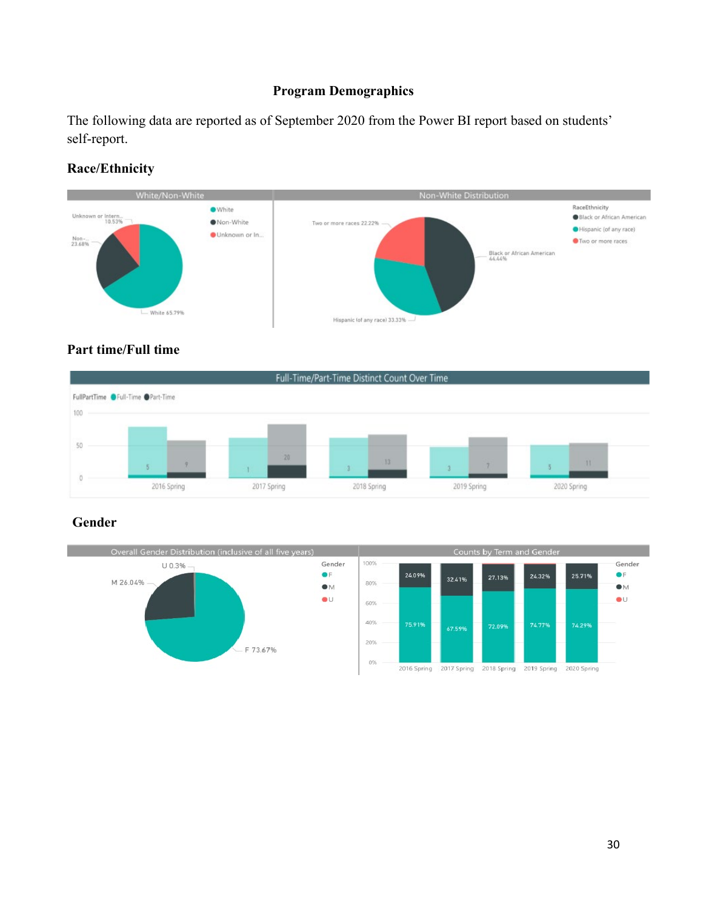## Program Demographics

The following data are reported as of September 2020 from the Power BI report based on students' self-report.

### Race/Ethnicity

White/Non-White

- White 65.79%
- Non-White 23.68%
- Unknown or Intern... 10.53%

Non-White Distribution

- Black or African American 44.44%
- Hispanic (of any race) 33.33%
- Two or more races 22.22%

### Part time/Full time

Full-Time/Part-Time Distinct Count Over Time

| Term | Full-Time | Part-Time |
|---|---|---|
| 2016 Spring | 5 | 9 |
| 2017 Spring | 1 | 20 |
| 2018 Spring | 3 | 13 |
| 2019 Spring | 3 | 7 |
| 2020 Spring | 5 | 11 |

### Gender

Overall Gender Distribution (inclusive of all five years)

- F 73.67%
- M 26.04%
- U 0.3%

Counts by Term and Gender

| Term | F | M |
|---|---|---|
| 2016 Spring | 75.91% | 24.09% |
| 2017 Spring | 67.59% | 32.41% |
| 2018 Spring | 72.09% | 27.13% |
| 2019 Spring | 74.77% | 24.32% |
| 2020 Spring | 74.29% | 25.71% |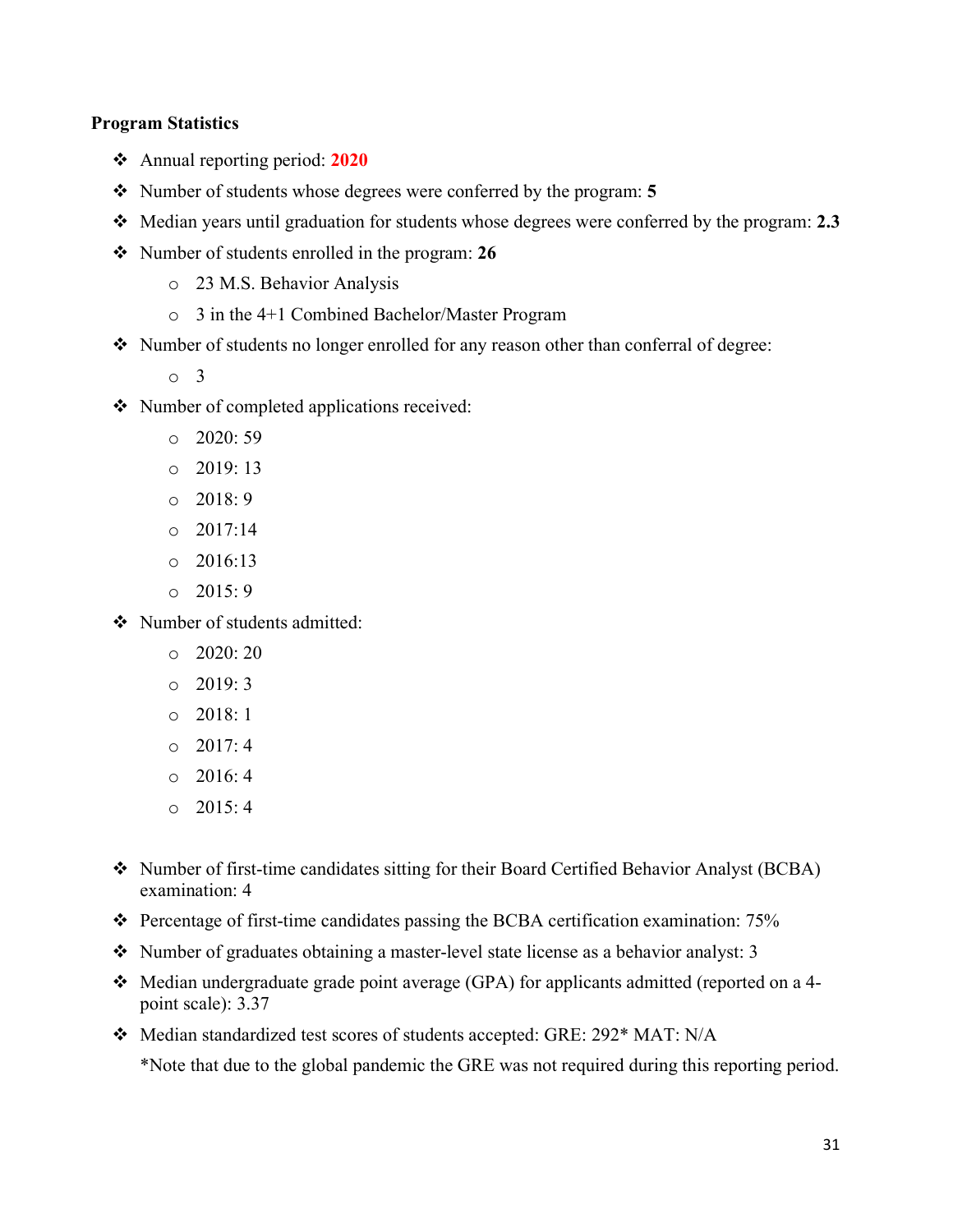**Program Statistics**

- Annual reporting period: **2020**
- Number of students whose degrees were conferred by the program: **5**
- Median years until graduation for students whose degrees were conferred by the program: **2.3**
- Number of students enrolled in the program: **26**
  - 23 M.S. Behavior Analysis
  - 3 in the 4+1 Combined Bachelor/Master Program
- Number of students no longer enrolled for any reason other than conferral of degree:
  - 3
- Number of completed applications received:
  - 2020: 59
  - 2019: 13
  - 2018: 9
  - 2017:14
  - 2016:13
  - 2015: 9
- Number of students admitted:
  - 2020: 20
  - 2019: 3
  - 2018: 1
  - 2017: 4
  - 2016: 4
  - 2015: 4

- Number of first-time candidates sitting for their Board Certified Behavior Analyst (BCBA) examination: 4
- Percentage of first-time candidates passing the BCBA certification examination: 75%
- Number of graduates obtaining a master-level state license as a behavior analyst: 3
- Median undergraduate grade point average (GPA) for applicants admitted (reported on a 4-point scale): 3.37
- Median standardized test scores of students accepted: GRE: 292* MAT: N/A

  *Note that due to the global pandemic the GRE was not required during this reporting period.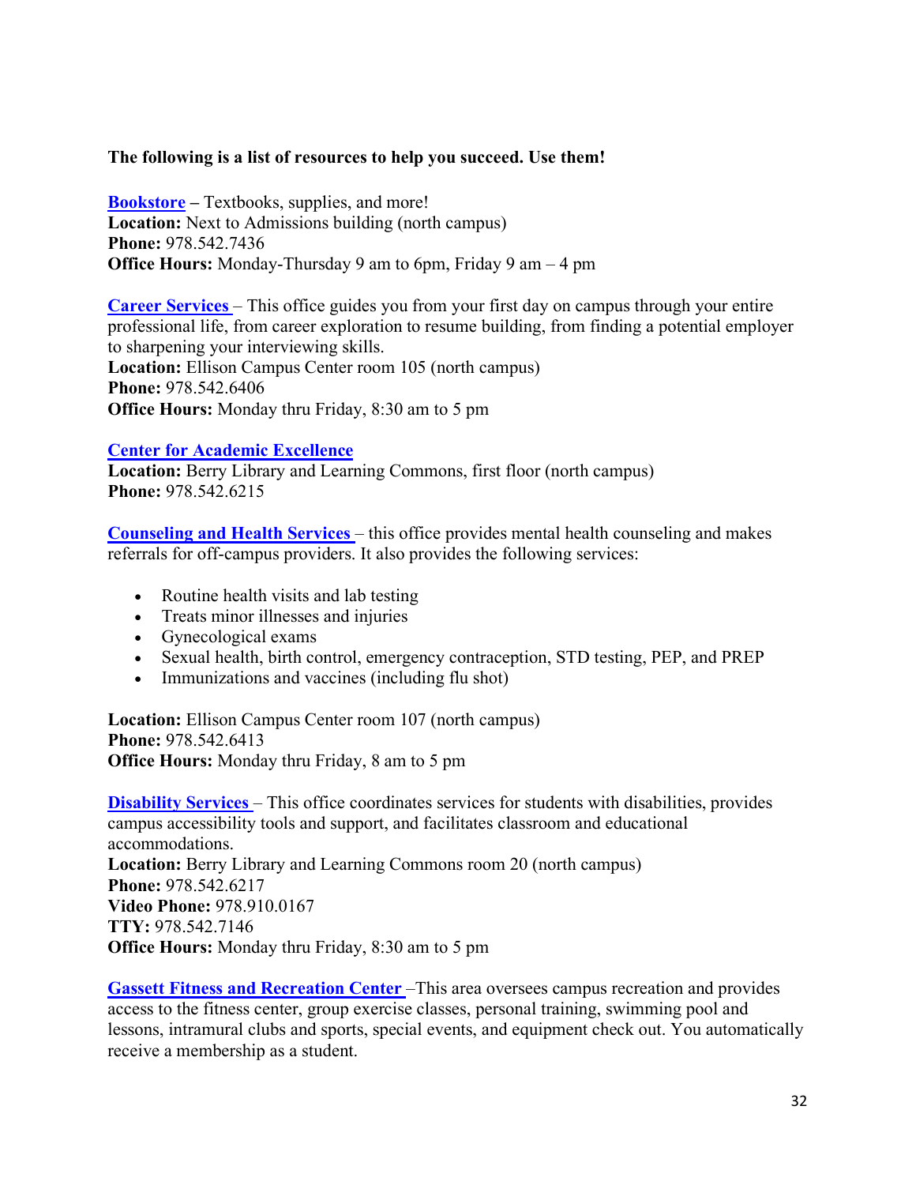**The following is a list of resources to help you succeed. Use them!**

**Bookstore** – Textbooks, supplies, and more!
**Location:** Next to Admissions building (north campus)
**Phone:** 978.542.7436
**Office Hours:** Monday-Thursday 9 am to 6pm, Friday 9 am – 4 pm

**Career Services** – This office guides you from your first day on campus through your entire professional life, from career exploration to resume building, from finding a potential employer to sharpening your interviewing skills.
**Location:** Ellison Campus Center room 105 (north campus)
**Phone:** 978.542.6406
**Office Hours:** Monday thru Friday, 8:30 am to 5 pm

**Center for Academic Excellence**
**Location:** Berry Library and Learning Commons, first floor (north campus)
**Phone:** 978.542.6215

**Counseling and Health Services** – this office provides mental health counseling and makes referrals for off-campus providers. It also provides the following services:

- Routine health visits and lab testing
- Treats minor illnesses and injuries
- Gynecological exams
- Sexual health, birth control, emergency contraception, STD testing, PEP, and PREP
- Immunizations and vaccines (including flu shot)

**Location:** Ellison Campus Center room 107 (north campus)
**Phone:** 978.542.6413
**Office Hours:** Monday thru Friday, 8 am to 5 pm

**Disability Services** – This office coordinates services for students with disabilities, provides campus accessibility tools and support, and facilitates classroom and educational accommodations.
**Location:** Berry Library and Learning Commons room 20 (north campus)
**Phone:** 978.542.6217
**Video Phone:** 978.910.0167
**TTY:** 978.542.7146
**Office Hours:** Monday thru Friday, 8:30 am to 5 pm

**Gassett Fitness and Recreation Center** –This area oversees campus recreation and provides access to the fitness center, group exercise classes, personal training, swimming pool and lessons, intramural clubs and sports, special events, and equipment check out. You automatically receive a membership as a student.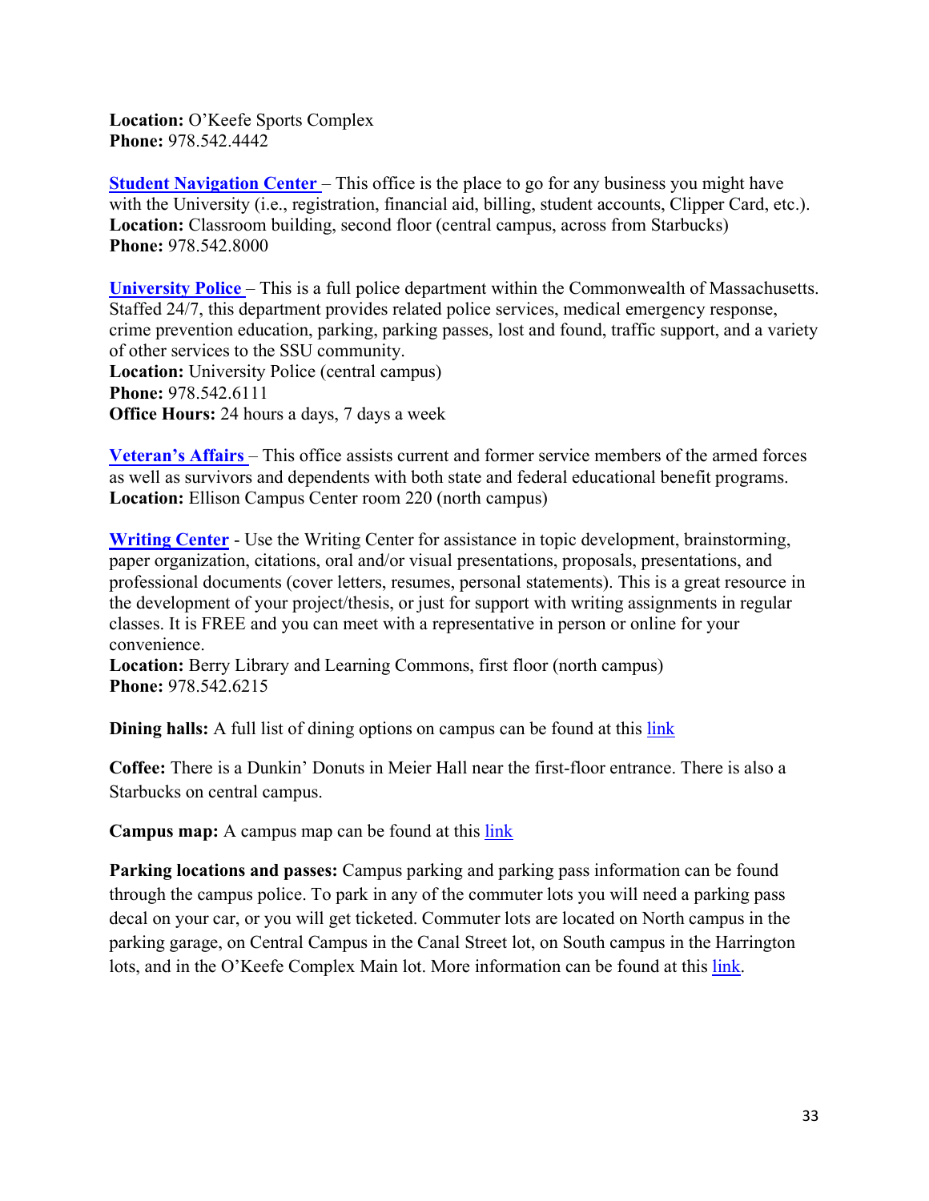**Location:** O'Keefe Sports Complex
**Phone:** 978.542.4442

**Student Navigation Center** – This office is the place to go for any business you might have with the University (i.e., registration, financial aid, billing, student accounts, Clipper Card, etc.).
**Location:** Classroom building, second floor (central campus, across from Starbucks)
**Phone:** 978.542.8000

**University Police** – This is a full police department within the Commonwealth of Massachusetts. Staffed 24/7, this department provides related police services, medical emergency response, crime prevention education, parking, parking passes, lost and found, traffic support, and a variety of other services to the SSU community.
**Location:** University Police (central campus)
**Phone:** 978.542.6111
**Office Hours:** 24 hours a days, 7 days a week

**Veteran's Affairs** – This office assists current and former service members of the armed forces as well as survivors and dependents with both state and federal educational benefit programs.
**Location:** Ellison Campus Center room 220 (north campus)

**Writing Center** - Use the Writing Center for assistance in topic development, brainstorming, paper organization, citations, oral and/or visual presentations, proposals, presentations, and professional documents (cover letters, resumes, personal statements). This is a great resource in the development of your project/thesis, or just for support with writing assignments in regular classes. It is FREE and you can meet with a representative in person or online for your convenience.
**Location:** Berry Library and Learning Commons, first floor (north campus)
**Phone:** 978.542.6215

**Dining halls:** A full list of dining options on campus can be found at this link

**Coffee:** There is a Dunkin' Donuts in Meier Hall near the first-floor entrance. There is also a Starbucks on central campus.

**Campus map:** A campus map can be found at this link

**Parking locations and passes:** Campus parking and parking pass information can be found through the campus police. To park in any of the commuter lots you will need a parking pass decal on your car, or you will get ticketed. Commuter lots are located on North campus in the parking garage, on Central Campus in the Canal Street lot, on South campus in the Harrington lots, and in the O'Keefe Complex Main lot. More information can be found at this link.